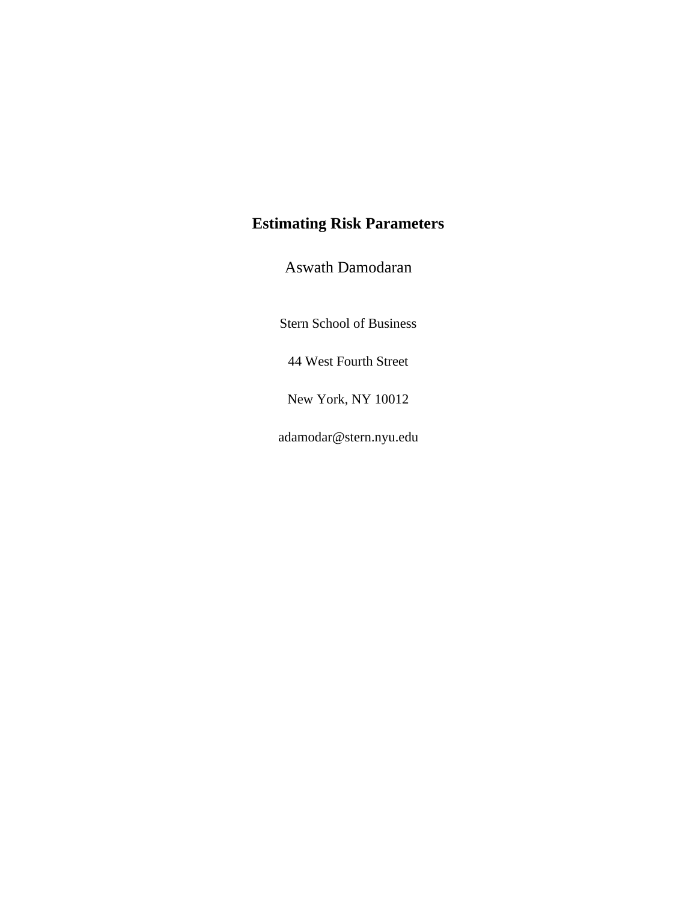# Estimating Risk Parameters

Aswath Damodaran

Stern School of Business

44 West Fourth Street

New York, NY 10012

adamodar@stern.nyu.edu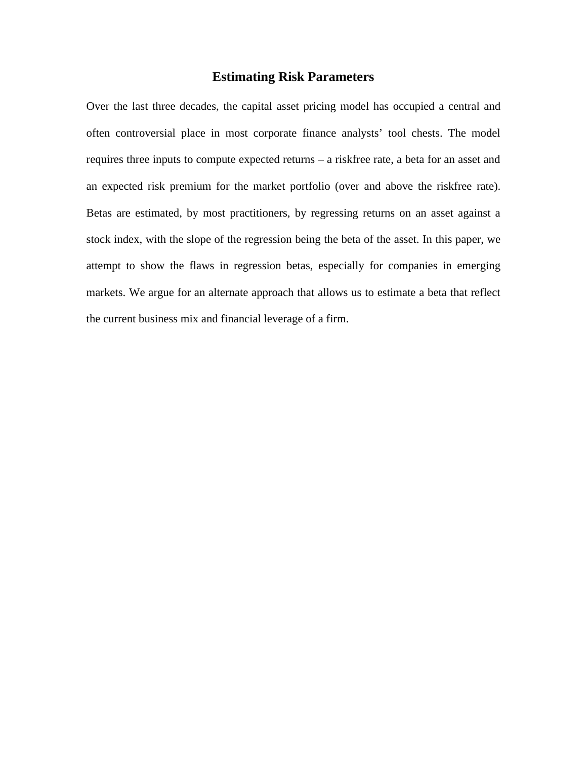# Estimating Risk Parameters

Over the last three decades, the capital asset pricing model has occupied a central and often controversial place in most corporate finance analysts' tool chests. The model requires three inputs to compute expected returns – a riskfree rate, a beta for an asset and an expected risk premium for the market portfolio (over and above the riskfree rate). Betas are estimated, by most practitioners, by regressing returns on an asset against a stock index, with the slope of the regression being the beta of the asset. In this paper, we attempt to show the flaws in regression betas, especially for companies in emerging markets. We argue for an alternate approach that allows us to estimate a beta that reflect the current business mix and financial leverage of a firm.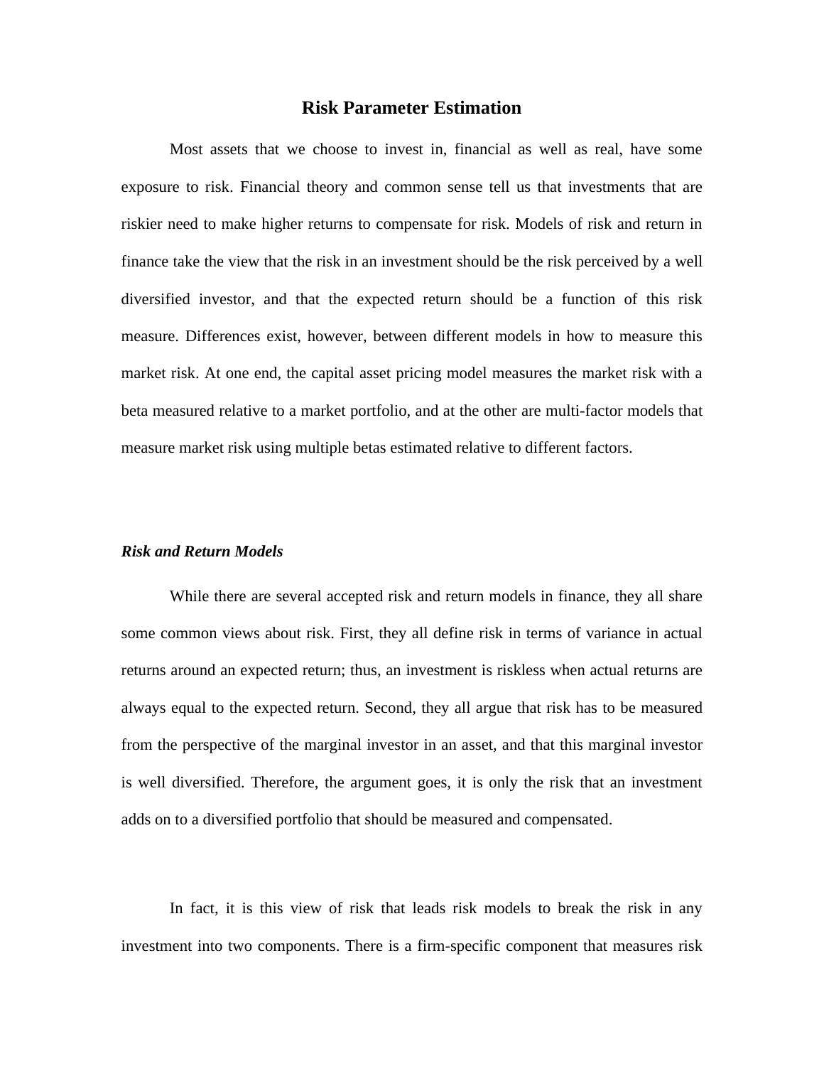# Risk Parameter Estimation

Most assets that we choose to invest in, financial as well as real, have some exposure to risk. Financial theory and common sense tell us that investments that are riskier need to make higher returns to compensate for risk. Models of risk and return in finance take the view that the risk in an investment should be the risk perceived by a well diversified investor, and that the expected return should be a function of this risk measure. Differences exist, however, between different models in how to measure this market risk. At one end, the capital asset pricing model measures the market risk with a beta measured relative to a market portfolio, and at the other are multi-factor models that measure market risk using multiple betas estimated relative to different factors.

## *Risk and Return Models*

While there are several accepted risk and return models in finance, they all share some common views about risk. First, they all define risk in terms of variance in actual returns around an expected return; thus, an investment is riskless when actual returns are always equal to the expected return. Second, they all argue that risk has to be measured from the perspective of the marginal investor in an asset, and that this marginal investor is well diversified. Therefore, the argument goes, it is only the risk that an investment adds on to a diversified portfolio that should be measured and compensated.

In fact, it is this view of risk that leads risk models to break the risk in any investment into two components. There is a firm-specific component that measures risk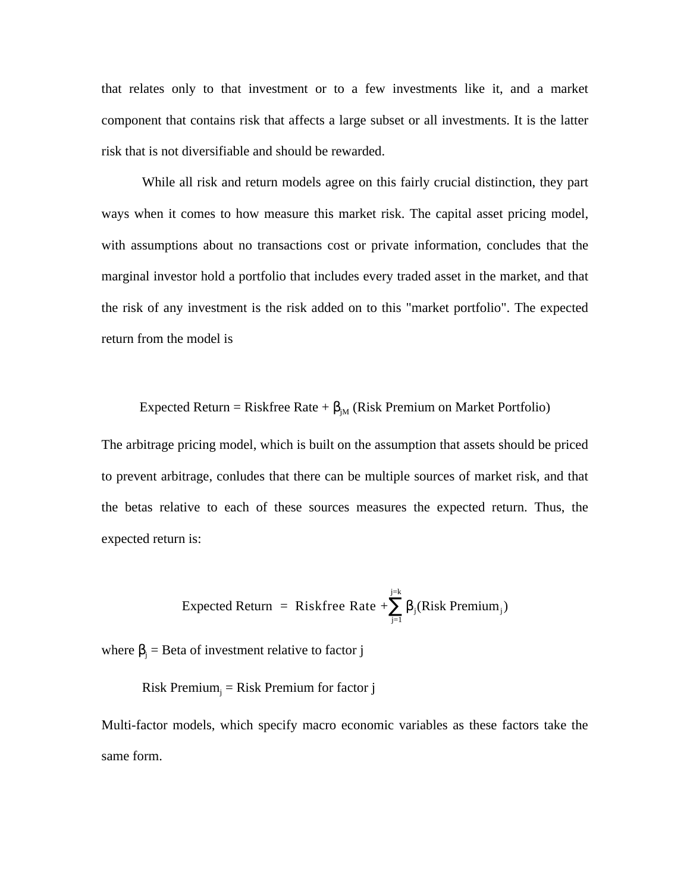that relates only to that investment or to a few investments like it, and a market component that contains risk that affects a large subset or all investments. It is the latter risk that is not diversifiable and should be rewarded.

While all risk and return models agree on this fairly crucial distinction, they part ways when it comes to how measure this market risk. The capital asset pricing model, with assumptions about no transactions cost or private information, concludes that the marginal investor hold a portfolio that includes every traded asset in the market, and that the risk of any investment is the risk added on to this "market portfolio". The expected return from the model is

$$\text{Expected Return} = \text{Riskfree Rate} + \beta_{jM} \text{ (Risk Premium on Market Portfolio)}$$

The arbitrage pricing model, which is built on the assumption that assets should be priced to prevent arbitrage, conludes that there can be multiple sources of market risk, and that the betas relative to each of these sources measures the expected return. Thus, the expected return is:

$$\text{Expected Return} = \text{Riskfree Rate} + \sum_{j=1}^{j=k} \beta_j (\text{Risk Premium}_j)$$

where $\beta_j$ = Beta of investment relative to factor j

Risk $\text{Premium}_j$ = Risk Premium for factor j

Multi-factor models, which specify macro economic variables as these factors take the same form.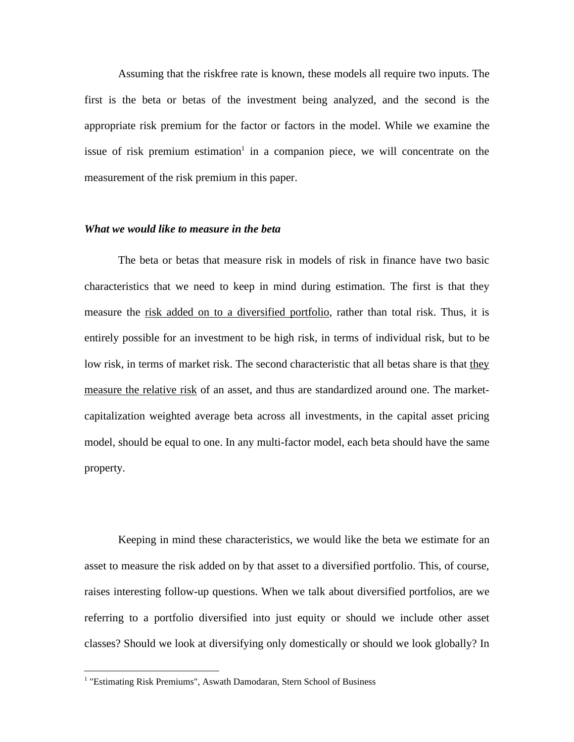Assuming that the riskfree rate is known, these models all require two inputs. The first is the beta or betas of the investment being analyzed, and the second is the appropriate risk premium for the factor or factors in the model. While we examine the issue of risk premium estimation[1] in a companion piece, we will concentrate on the measurement of the risk premium in this paper.

***What we would like to measure in the beta***

The beta or betas that measure risk in models of risk in finance have two basic characteristics that we need to keep in mind during estimation. The first is that they measure the <u>risk added on to a diversified portfolio</u>, rather than total risk. Thus, it is entirely possible for an investment to be high risk, in terms of individual risk, but to be low risk, in terms of market risk. The second characteristic that all betas share is that <u>they measure the relative risk</u> of an asset, and thus are standardized around one. The market-capitalization weighted average beta across all investments, in the capital asset pricing model, should be equal to one. In any multi-factor model, each beta should have the same property.

Keeping in mind these characteristics, we would like the beta we estimate for an asset to measure the risk added on by that asset to a diversified portfolio. This, of course, raises interesting follow-up questions. When we talk about diversified portfolios, are we referring to a portfolio diversified into just equity or should we include other asset classes? Should we look at diversifying only domestically or should we look globally? In

---

[1] "Estimating Risk Premiums", Aswath Damodaran, Stern School of Business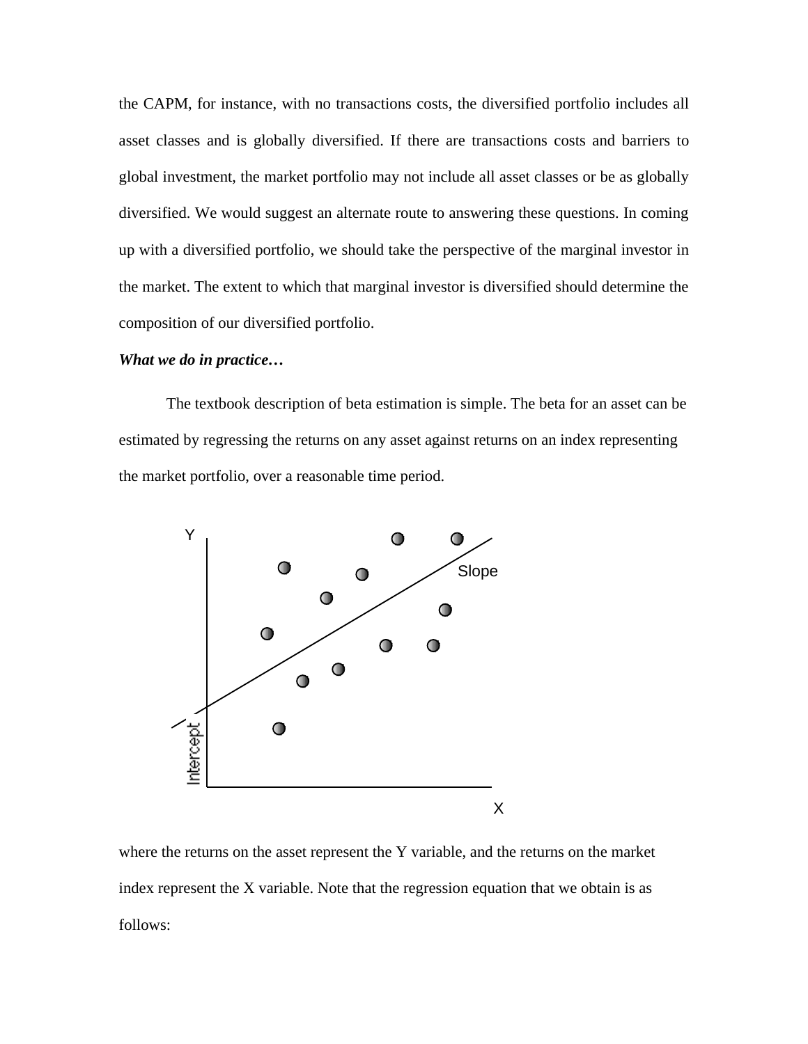the CAPM, for instance, with no transactions costs, the diversified portfolio includes all asset classes and is globally diversified. If there are transactions costs and barriers to global investment, the market portfolio may not include all asset classes or be as globally diversified. We would suggest an alternate route to answering these questions. In coming up with a diversified portfolio, we should take the perspective of the marginal investor in the market. The extent to which that marginal investor is diversified should determine the composition of our diversified portfolio.

***What we do in practice…***

The textbook description of beta estimation is simple. The beta for an asset can be estimated by regressing the returns on any asset against returns on an index representing the market portfolio, over a reasonable time period.

where the returns on the asset represent the Y variable, and the returns on the market index represent the X variable. Note that the regression equation that we obtain is as follows: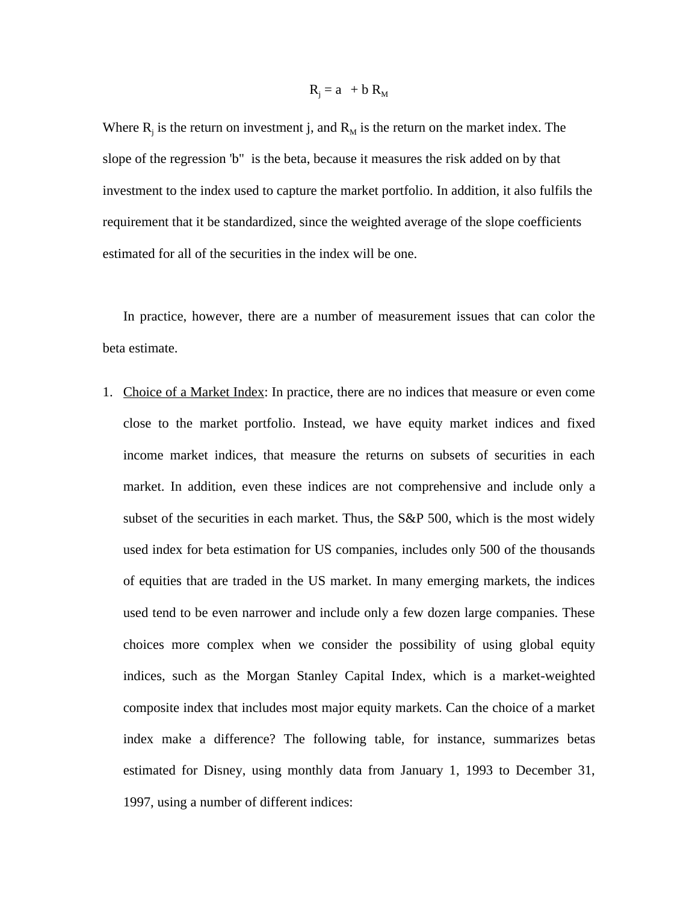$$R_j = a + b\, R_M$$

Where $R_j$ is the return on investment j, and $R_M$ is the return on the market index. The slope of the regression 'b" is the beta, because it measures the risk added on by that investment to the index used to capture the market portfolio. In addition, it also fulfils the requirement that it be standardized, since the weighted average of the slope coefficients estimated for all of the securities in the index will be one.

In practice, however, there are a number of measurement issues that can color the beta estimate.

1. <u>Choice of a Market Index</u>: In practice, there are no indices that measure or even come close to the market portfolio. Instead, we have equity market indices and fixed income market indices, that measure the returns on subsets of securities in each market. In addition, even these indices are not comprehensive and include only a subset of the securities in each market. Thus, the S&P 500, which is the most widely used index for beta estimation for US companies, includes only 500 of the thousands of equities that are traded in the US market. In many emerging markets, the indices used tend to be even narrower and include only a few dozen large companies. These choices more complex when we consider the possibility of using global equity indices, such as the Morgan Stanley Capital Index, which is a market-weighted composite index that includes most major equity markets. Can the choice of a market index make a difference? The following table, for instance, summarizes betas estimated for Disney, using monthly data from January 1, 1993 to December 31, 1997, using a number of different indices: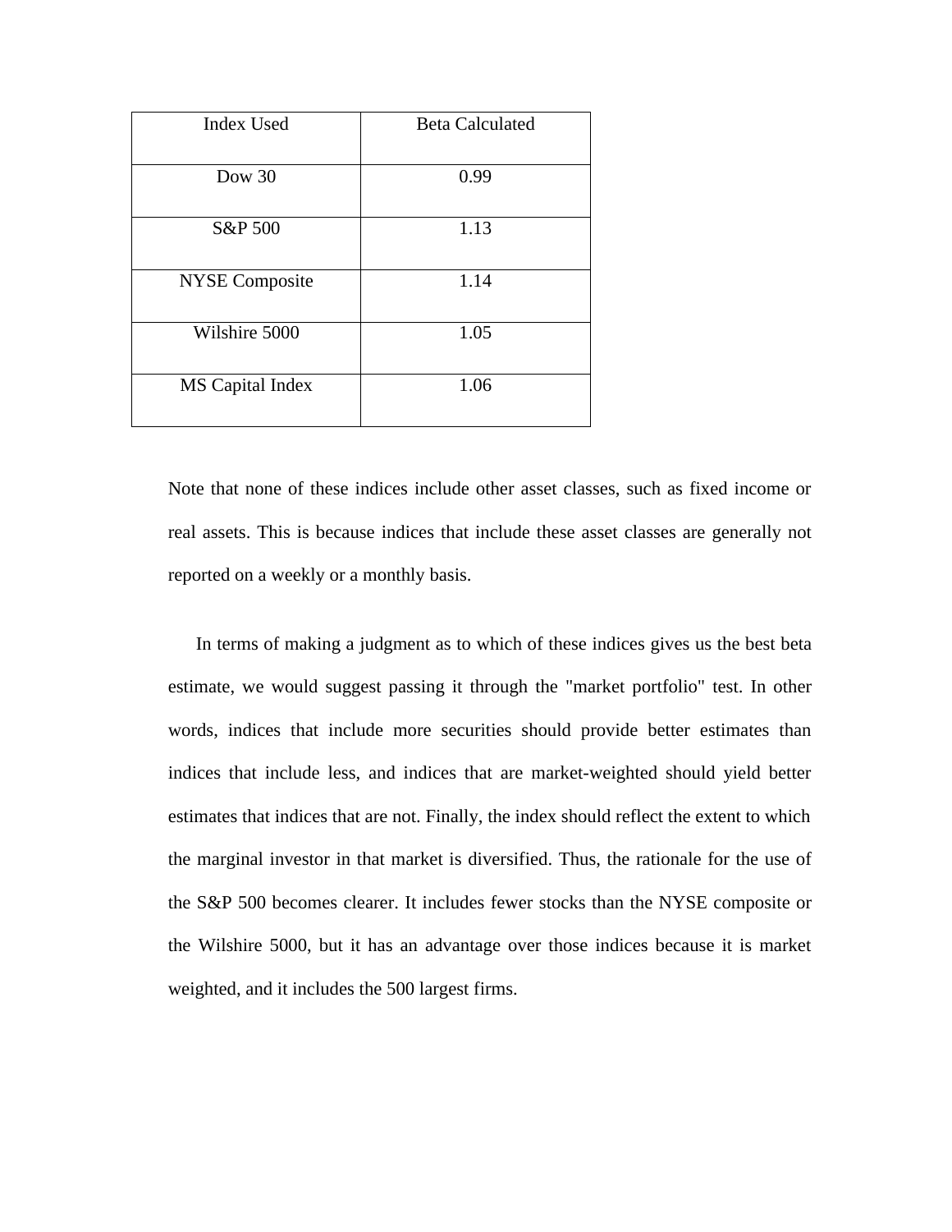| Index Used | Beta Calculated |
|---|---|
| Dow 30 | 0.99 |
| S&P 500 | 1.13 |
| NYSE Composite | 1.14 |
| Wilshire 5000 | 1.05 |
| MS Capital Index | 1.06 |

Note that none of these indices include other asset classes, such as fixed income or real assets. This is because indices that include these asset classes are generally not reported on a weekly or a monthly basis.

In terms of making a judgment as to which of these indices gives us the best beta estimate, we would suggest passing it through the "market portfolio" test. In other words, indices that include more securities should provide better estimates than indices that include less, and indices that are market-weighted should yield better estimates that indices that are not. Finally, the index should reflect the extent to which the marginal investor in that market is diversified. Thus, the rationale for the use of the S&P 500 becomes clearer. It includes fewer stocks than the NYSE composite or the Wilshire 5000, but it has an advantage over those indices because it is market weighted, and it includes the 500 largest firms.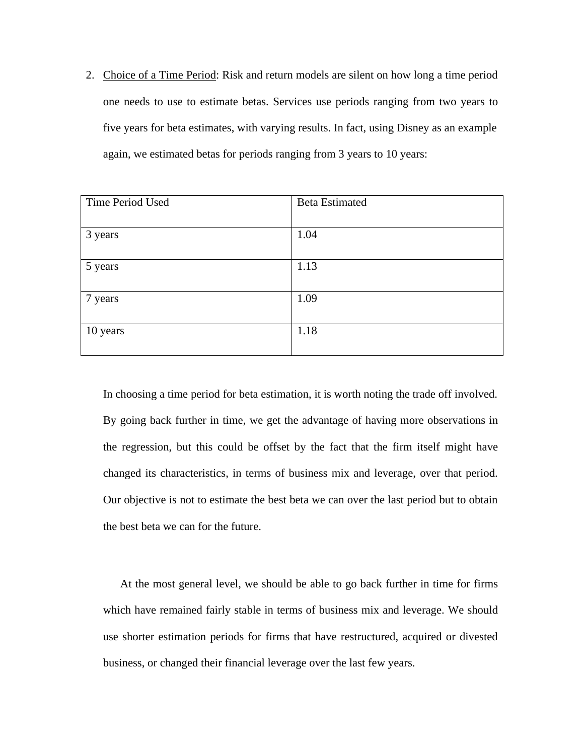2. Choice of a Time Period: Risk and return models are silent on how long a time period one needs to use to estimate betas. Services use periods ranging from two years to five years for beta estimates, with varying results. In fact, using Disney as an example again, we estimated betas for periods ranging from 3 years to 10 years:

| Time Period Used | Beta Estimated |
| --- | --- |
| 3 years | 1.04 |
| 5 years | 1.13 |
| 7 years | 1.09 |
| 10 years | 1.18 |

In choosing a time period for beta estimation, it is worth noting the trade off involved. By going back further in time, we get the advantage of having more observations in the regression, but this could be offset by the fact that the firm itself might have changed its characteristics, in terms of business mix and leverage, over that period. Our objective is not to estimate the best beta we can over the last period but to obtain the best beta we can for the future.

At the most general level, we should be able to go back further in time for firms which have remained fairly stable in terms of business mix and leverage. We should use shorter estimation periods for firms that have restructured, acquired or divested business, or changed their financial leverage over the last few years.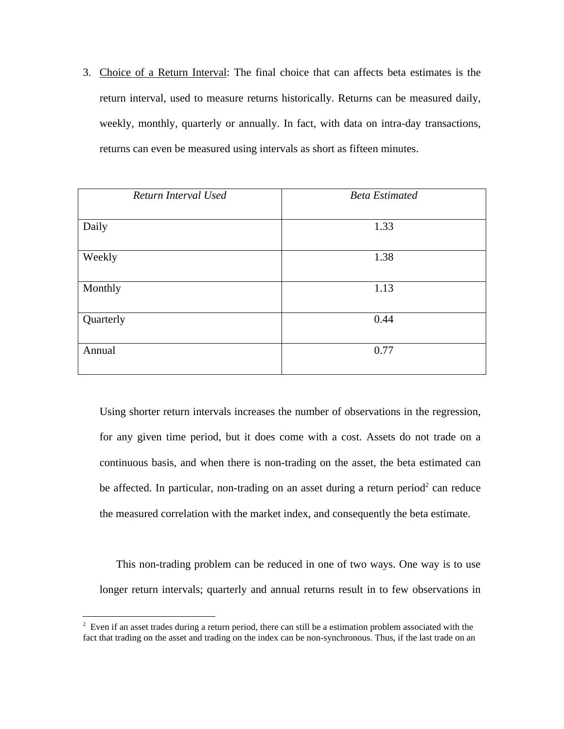3. <u>Choice of a Return Interval</u>: The final choice that can affects beta estimates is the return interval, used to measure returns historically. Returns can be measured daily, weekly, monthly, quarterly or annually. In fact, with data on intra-day transactions, returns can even be measured using intervals as short as fifteen minutes.

| *Return Interval Used* | *Beta Estimated* |
|---|---|
| Daily | 1.33 |
| Weekly | 1.38 |
| Monthly | 1.13 |
| Quarterly | 0.44 |
| Annual | 0.77 |

Using shorter return intervals increases the number of observations in the regression, for any given time period, but it does come with a cost. Assets do not trade on a continuous basis, and when there is non-trading on the asset, the beta estimated can be affected. In particular, non-trading on an asset during a return period[2] can reduce the measured correlation with the market index, and consequently the beta estimate.

This non-trading problem can be reduced in one of two ways. One way is to use longer return intervals; quarterly and annual returns result in to few observations in

[2] Even if an asset trades during a return period, there can still be a estimation problem associated with the fact that trading on the asset and trading on the index can be non-synchronous. Thus, if the last trade on an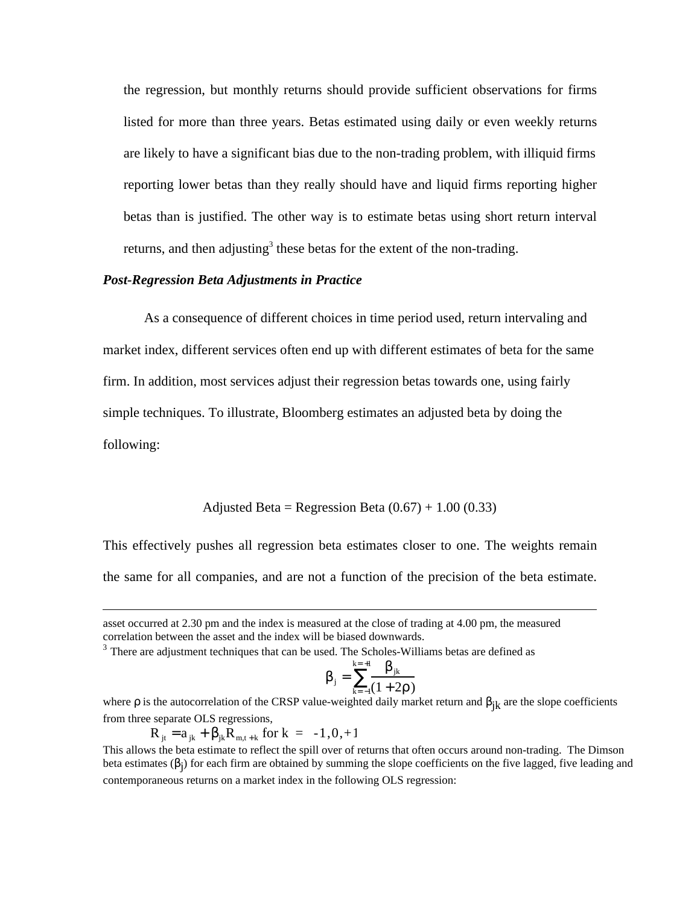the regression, but monthly returns should provide sufficient observations for firms listed for more than three years. Betas estimated using daily or even weekly returns are likely to have a significant bias due to the non-trading problem, with illiquid firms reporting lower betas than they really should have and liquid firms reporting higher betas than is justified. The other way is to estimate betas using short return interval returns, and then adjusting[3] these betas for the extent of the non-trading.

***Post-Regression Beta Adjustments in Practice***

As a consequence of different choices in time period used, return intervaling and market index, different services often end up with different estimates of beta for the same firm. In addition, most services adjust their regression betas towards one, using fairly simple techniques. To illustrate, Bloomberg estimates an adjusted beta by doing the following:

$$\text{Adjusted Beta} = \text{Regression Beta } (0.67) + 1.00\ (0.33)$$

This effectively pushes all regression beta estimates closer to one. The weights remain the same for all companies, and are not a function of the precision of the beta estimate.

---

asset occurred at 2.30 pm and the index is measured at the close of trading at 4.00 pm, the measured correlation between the asset and the index will be biased downwards.

[3] There are adjustment techniques that can be used. The Scholes-Williams betas are defined as

$$\beta_j = \sum_{k=-1}^{k=+1} \frac{\beta_{jk}}{(1+2\rho)}$$

where $\rho$ is the autocorrelation of the CRSP value-weighted daily market return and $\beta_{jk}$ are the slope coefficients from three separate OLS regressions,

$$R_{jt} = a_{jk} + \beta_{jk} R_{m,t+k} \text{ for } k = -1, 0, +1$$

This allows the beta estimate to reflect the spill over of returns that often occurs around non-trading. The Dimson beta estimates ($\beta_j$) for each firm are obtained by summing the slope coefficients on the five lagged, five leading and contemporaneous returns on a market index in the following OLS regression: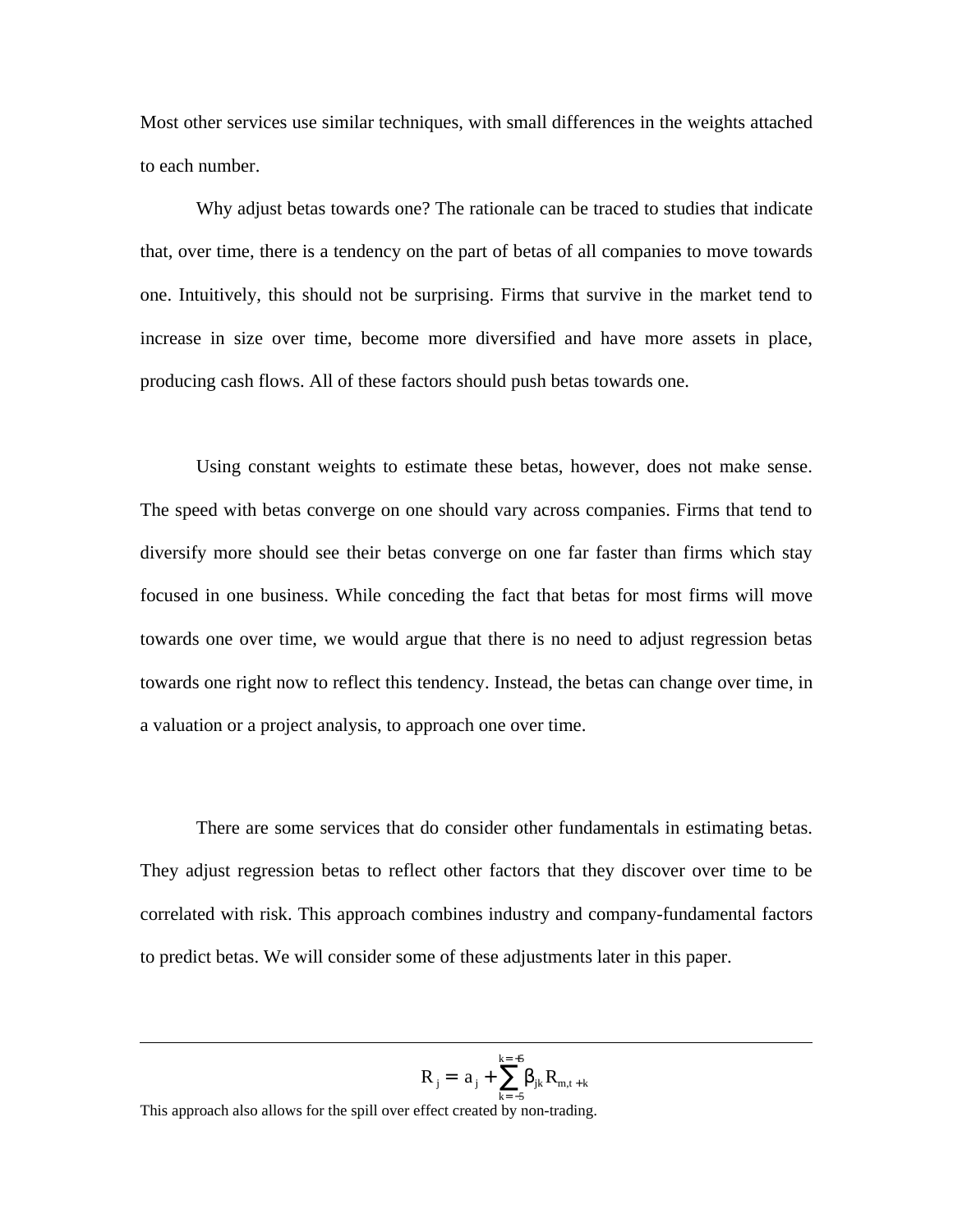Most other services use similar techniques, with small differences in the weights attached to each number.

Why adjust betas towards one? The rationale can be traced to studies that indicate that, over time, there is a tendency on the part of betas of all companies to move towards one. Intuitively, this should not be surprising. Firms that survive in the market tend to increase in size over time, become more diversified and have more assets in place, producing cash flows. All of these factors should push betas towards one.

Using constant weights to estimate these betas, however, does not make sense. The speed with betas converge on one should vary across companies. Firms that tend to diversify more should see their betas converge on one far faster than firms which stay focused in one business. While conceding the fact that betas for most firms will move towards one over time, we would argue that there is no need to adjust regression betas towards one right now to reflect this tendency. Instead, the betas can change over time, in a valuation or a project analysis, to approach one over time.

There are some services that do consider other fundamentals in estimating betas. They adjust regression betas to reflect other factors that they discover over time to be correlated with risk. This approach combines industry and company-fundamental factors to predict betas. We will consider some of these adjustments later in this paper.

---

$$R_j = a_j + \sum_{k=-5}^{k=+5} \beta_{jk} R_{m,t+k}$$

This approach also allows for the spill over effect created by non-trading.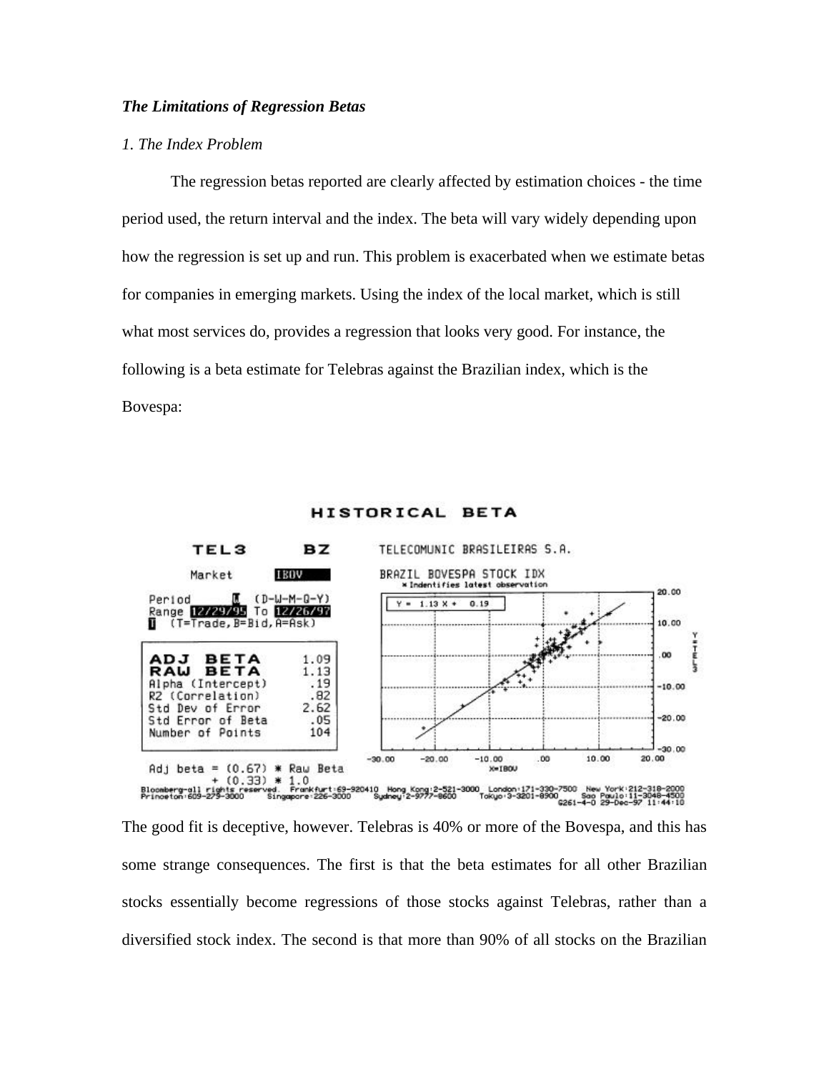***The Limitations of Regression Betas***

*1. The Index Problem*

The regression betas reported are clearly affected by estimation choices - the time period used, the return interval and the index. The beta will vary widely depending upon how the regression is set up and run. This problem is exacerbated when we estimate betas for companies in emerging markets. Using the index of the local market, which is still what most services do, provides a regression that looks very good. For instance, the following is a beta estimate for Telebras against the Brazilian index, which is the Bovespa:

HISTORICAL BETA

TEL3 BZ TELECOMUNIC BRASILEIRAS S.A.

Market IBOV BRAZIL BOVESPA STOCK IDX

Period W (D-W-M-Q-Y)
Range 12/29/95 To 12/26/97
T (T=Trade, B=Bid, A=Ask)

| | |
|---|---|
| ADJ BETA | 1.09 |
| RAW BETA | 1.13 |
| Alpha (Intercept) | .19 |
| R2 (Correlation) | .82 |
| Std Dev of Error | 2.62 |
| Std Error of Beta | .05 |
| Number of Points | 104 |

Adj beta = (0.67) * Raw Beta + (0.33) * 1.0

Y = 1.13 X + 0.19

The good fit is deceptive, however. Telebras is 40% or more of the Bovespa, and this has some strange consequences. The first is that the beta estimates for all other Brazilian stocks essentially become regressions of those stocks against Telebras, rather than a diversified stock index. The second is that more than 90% of all stocks on the Brazilian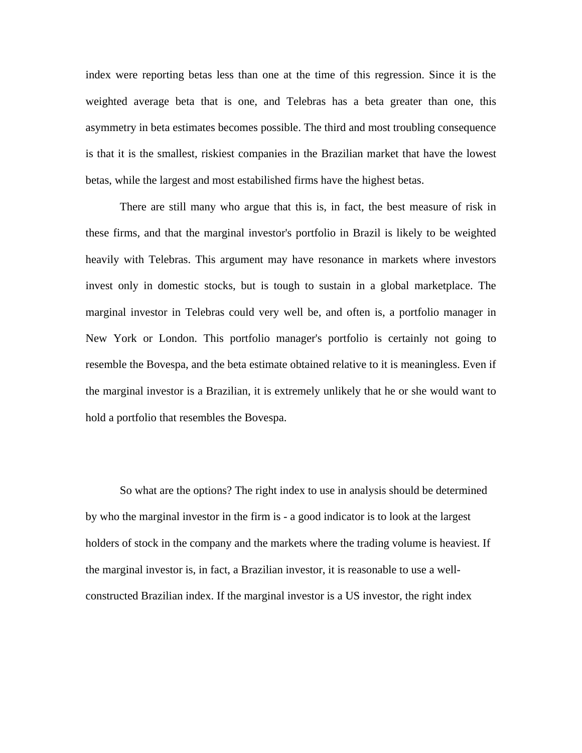index were reporting betas less than one at the time of this regression. Since it is the weighted average beta that is one, and Telebras has a beta greater than one, this asymmetry in beta estimates becomes possible. The third and most troubling consequence is that it is the smallest, riskiest companies in the Brazilian market that have the lowest betas, while the largest and most estabilished firms have the highest betas.

There are still many who argue that this is, in fact, the best measure of risk in these firms, and that the marginal investor's portfolio in Brazil is likely to be weighted heavily with Telebras. This argument may have resonance in markets where investors invest only in domestic stocks, but is tough to sustain in a global marketplace. The marginal investor in Telebras could very well be, and often is, a portfolio manager in New York or London. This portfolio manager's portfolio is certainly not going to resemble the Bovespa, and the beta estimate obtained relative to it is meaningless. Even if the marginal investor is a Brazilian, it is extremely unlikely that he or she would want to hold a portfolio that resembles the Bovespa.

So what are the options? The right index to use in analysis should be determined by who the marginal investor in the firm is - a good indicator is to look at the largest holders of stock in the company and the markets where the trading volume is heaviest. If the marginal investor is, in fact, a Brazilian investor, it is reasonable to use a well-constructed Brazilian index. If the marginal investor is a US investor, the right index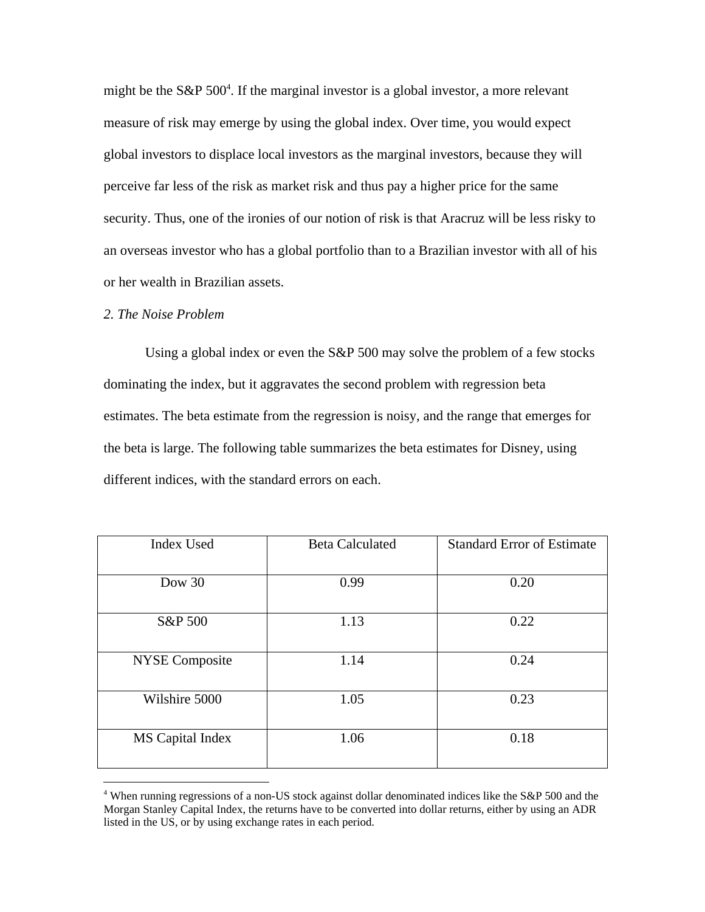might be the S&P 500[4]. If the marginal investor is a global investor, a more relevant measure of risk may emerge by using the global index. Over time, you would expect global investors to displace local investors as the marginal investors, because they will perceive far less of the risk as market risk and thus pay a higher price for the same security. Thus, one of the ironies of our notion of risk is that Aracruz will be less risky to an overseas investor who has a global portfolio than to a Brazilian investor with all of his or her wealth in Brazilian assets.

*2. The Noise Problem*

Using a global index or even the S&P 500 may solve the problem of a few stocks dominating the index, but it aggravates the second problem with regression beta estimates. The beta estimate from the regression is noisy, and the range that emerges for the beta is large. The following table summarizes the beta estimates for Disney, using different indices, with the standard errors on each.

| Index Used | Beta Calculated | Standard Error of Estimate |
|---|---|---|
| Dow 30 | 0.99 | 0.20 |
| S&P 500 | 1.13 | 0.22 |
| NYSE Composite | 1.14 | 0.24 |
| Wilshire 5000 | 1.05 | 0.23 |
| MS Capital Index | 1.06 | 0.18 |

[4] When running regressions of a non-US stock against dollar denominated indices like the S&P 500 and the Morgan Stanley Capital Index, the returns have to be converted into dollar returns, either by using an ADR listed in the US, or by using exchange rates in each period.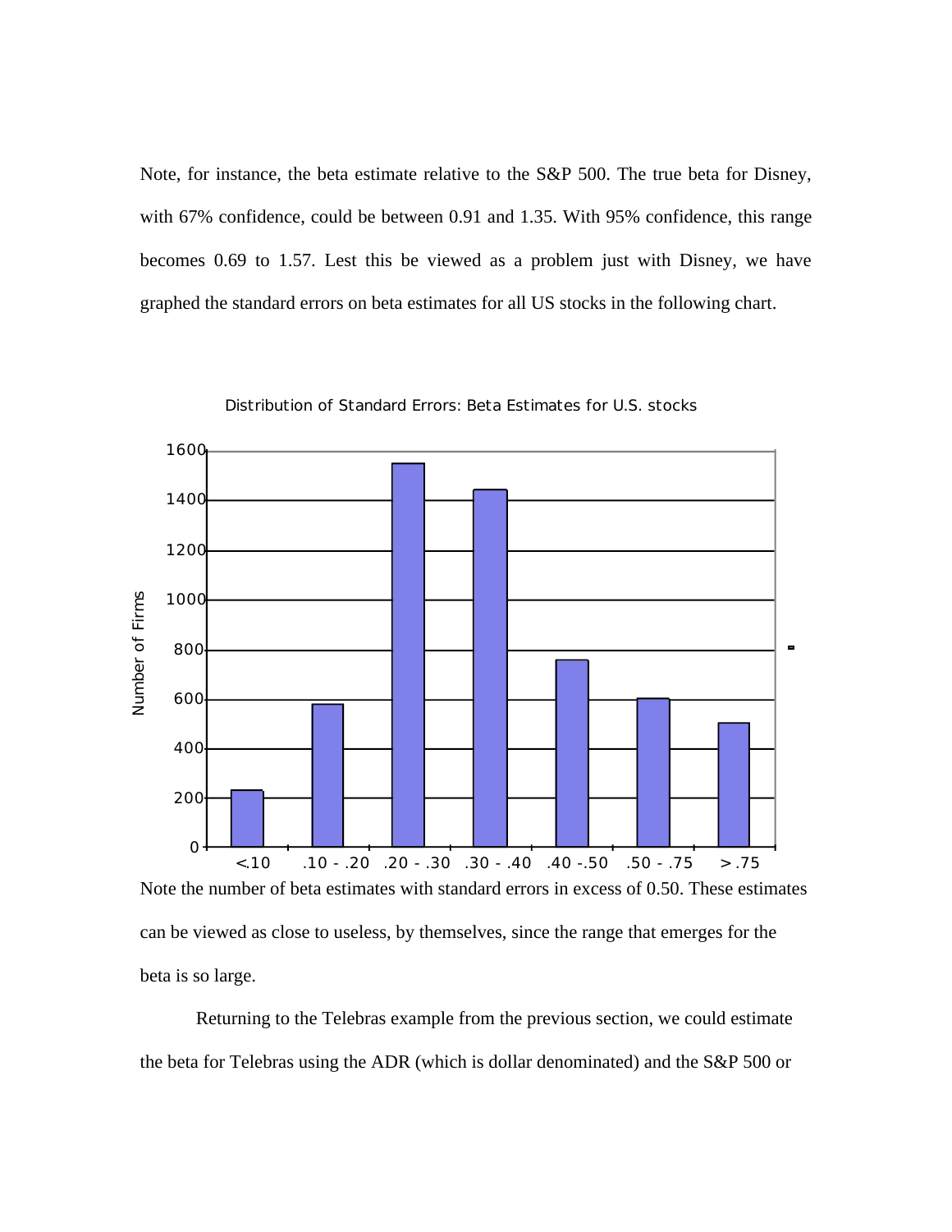Note, for instance, the beta estimate relative to the S&P 500. The true beta for Disney, with 67% confidence, could be between 0.91 and 1.35. With 95% confidence, this range becomes 0.69 to 1.57. Lest this be viewed as a problem just with Disney, we have graphed the standard errors on beta estimates for all US stocks in the following chart.

Distribution of Standard Errors: Beta Estimates for U.S. stocks

Note the number of beta estimates with standard errors in excess of 0.50. These estimates can be viewed as close to useless, by themselves, since the range that emerges for the beta is so large.

Returning to the Telebras example from the previous section, we could estimate the beta for Telebras using the ADR (which is dollar denominated) and the S&P 500 or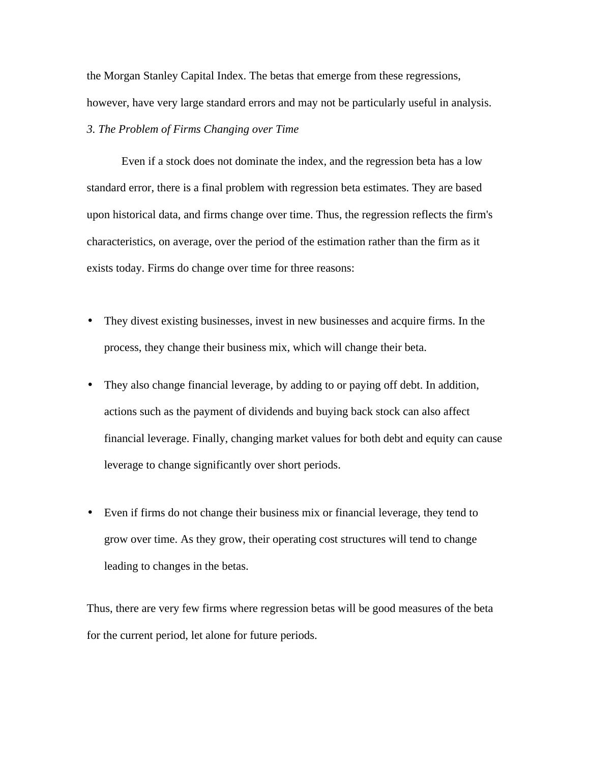the Morgan Stanley Capital Index. The betas that emerge from these regressions, however, have very large standard errors and may not be particularly useful in analysis.

*3. The Problem of Firms Changing over Time*

Even if a stock does not dominate the index, and the regression beta has a low standard error, there is a final problem with regression beta estimates. They are based upon historical data, and firms change over time. Thus, the regression reflects the firm's characteristics, on average, over the period of the estimation rather than the firm as it exists today. Firms do change over time for three reasons:

- They divest existing businesses, invest in new businesses and acquire firms. In the process, they change their business mix, which will change their beta.
- They also change financial leverage, by adding to or paying off debt. In addition, actions such as the payment of dividends and buying back stock can also affect financial leverage. Finally, changing market values for both debt and equity can cause leverage to change significantly over short periods.
- Even if firms do not change their business mix or financial leverage, they tend to grow over time. As they grow, their operating cost structures will tend to change leading to changes in the betas.

Thus, there are very few firms where regression betas will be good measures of the beta for the current period, let alone for future periods.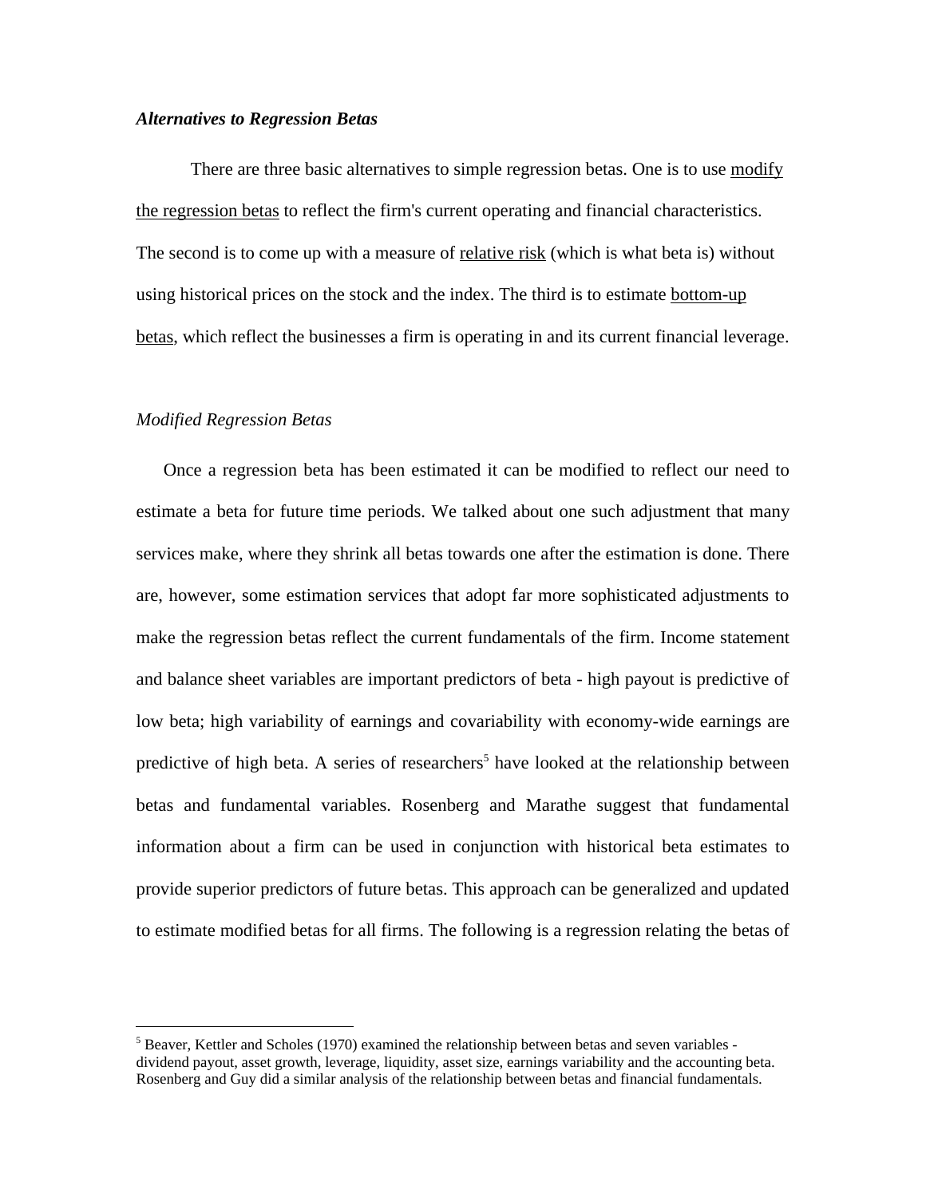***Alternatives to Regression Betas***

There are three basic alternatives to simple regression betas. One is to use <u>modify the regression betas</u> to reflect the firm's current operating and financial characteristics. The second is to come up with a measure of <u>relative risk</u> (which is what beta is) without using historical prices on the stock and the index. The third is to estimate <u>bottom-up betas</u>, which reflect the businesses a firm is operating in and its current financial leverage.

*Modified Regression Betas*

Once a regression beta has been estimated it can be modified to reflect our need to estimate a beta for future time periods. We talked about one such adjustment that many services make, where they shrink all betas towards one after the estimation is done. There are, however, some estimation services that adopt far more sophisticated adjustments to make the regression betas reflect the current fundamentals of the firm. Income statement and balance sheet variables are important predictors of beta - high payout is predictive of low beta; high variability of earnings and covariability with economy-wide earnings are predictive of high beta. A series of researchers[5] have looked at the relationship between betas and fundamental variables. Rosenberg and Marathe suggest that fundamental information about a firm can be used in conjunction with historical beta estimates to provide superior predictors of future betas. This approach can be generalized and updated to estimate modified betas for all firms. The following is a regression relating the betas of

---

[5] Beaver, Kettler and Scholes (1970) examined the relationship between betas and seven variables - dividend payout, asset growth, leverage, liquidity, asset size, earnings variability and the accounting beta. Rosenberg and Guy did a similar analysis of the relationship between betas and financial fundamentals.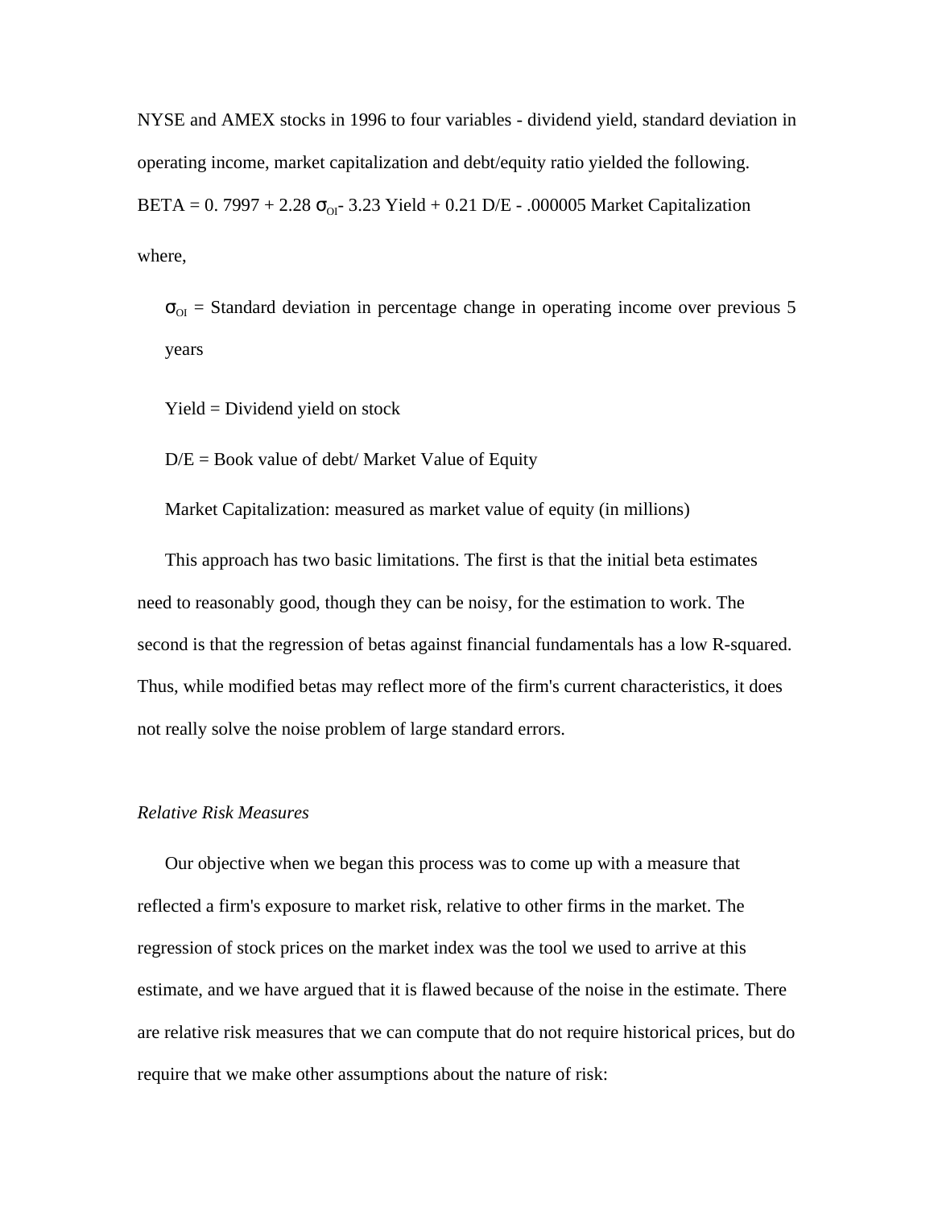NYSE and AMEX stocks in 1996 to four variables - dividend yield, standard deviation in operating income, market capitalization and debt/equity ratio yielded the following.

$$BETA = 0.7997 + 2.28\ \sigma_{OI} - 3.23\ Yield + 0.21\ D/E - .000005\ Market\ Capitalization$$

where,

$\sigma_{OI}$ = Standard deviation in percentage change in operating income over previous 5 years

Yield = Dividend yield on stock

D/E = Book value of debt/ Market Value of Equity

Market Capitalization: measured as market value of equity (in millions)

This approach has two basic limitations. The first is that the initial beta estimates need to reasonably good, though they can be noisy, for the estimation to work. The second is that the regression of betas against financial fundamentals has a low R-squared. Thus, while modified betas may reflect more of the firm's current characteristics, it does not really solve the noise problem of large standard errors.

*Relative Risk Measures*

Our objective when we began this process was to come up with a measure that reflected a firm's exposure to market risk, relative to other firms in the market. The regression of stock prices on the market index was the tool we used to arrive at this estimate, and we have argued that it is flawed because of the noise in the estimate. There are relative risk measures that we can compute that do not require historical prices, but do require that we make other assumptions about the nature of risk: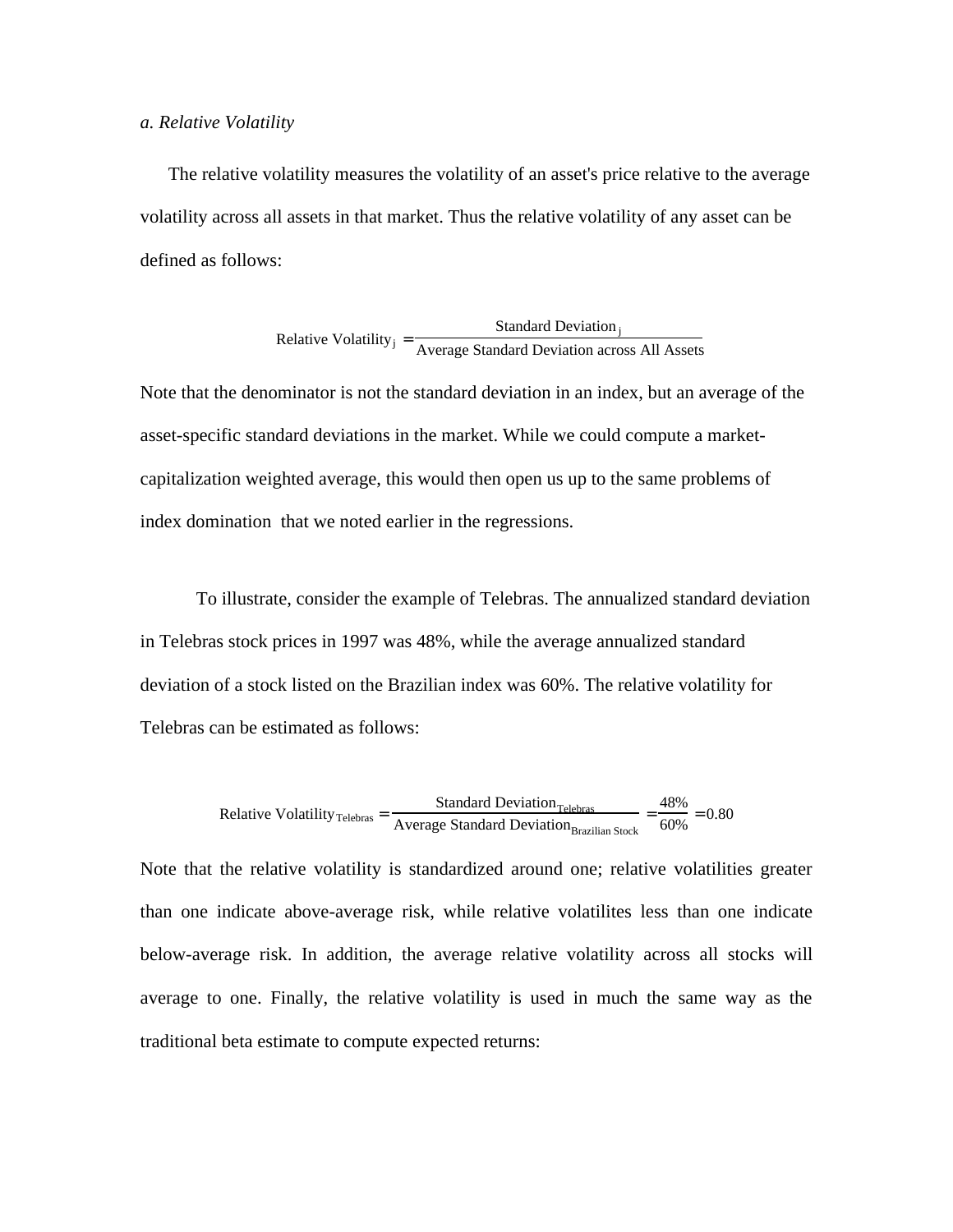*a. Relative Volatility*

The relative volatility measures the volatility of an asset's price relative to the average volatility across all assets in that market. Thus the relative volatility of any asset can be defined as follows:

$$\text{Relative Volatility}_j = \frac{\text{Standard Deviation}_j}{\text{Average Standard Deviation across All Assets}}$$

Note that the denominator is not the standard deviation in an index, but an average of the asset-specific standard deviations in the market. While we could compute a market-capitalization weighted average, this would then open us up to the same problems of index domination  that we noted earlier in the regressions.

To illustrate, consider the example of Telebras. The annualized standard deviation in Telebras stock prices in 1997 was 48%, while the average annualized standard deviation of a stock listed on the Brazilian index was 60%. The relative volatility for Telebras can be estimated as follows:

$$\text{Relative Volatility}_{\text{Telebras}} = \frac{\text{Standard Deviation}_{\text{Telebras}}}{\text{Average Standard Deviation}_{\text{Brazilian Stock}}} = \frac{48\%}{60\%} = 0.80$$

Note that the relative volatility is standardized around one; relative volatilities greater than one indicate above-average risk, while relative volatilites less than one indicate below-average risk. In addition, the average relative volatility across all stocks will average to one. Finally, the relative volatility is used in much the same way as the traditional beta estimate to compute expected returns: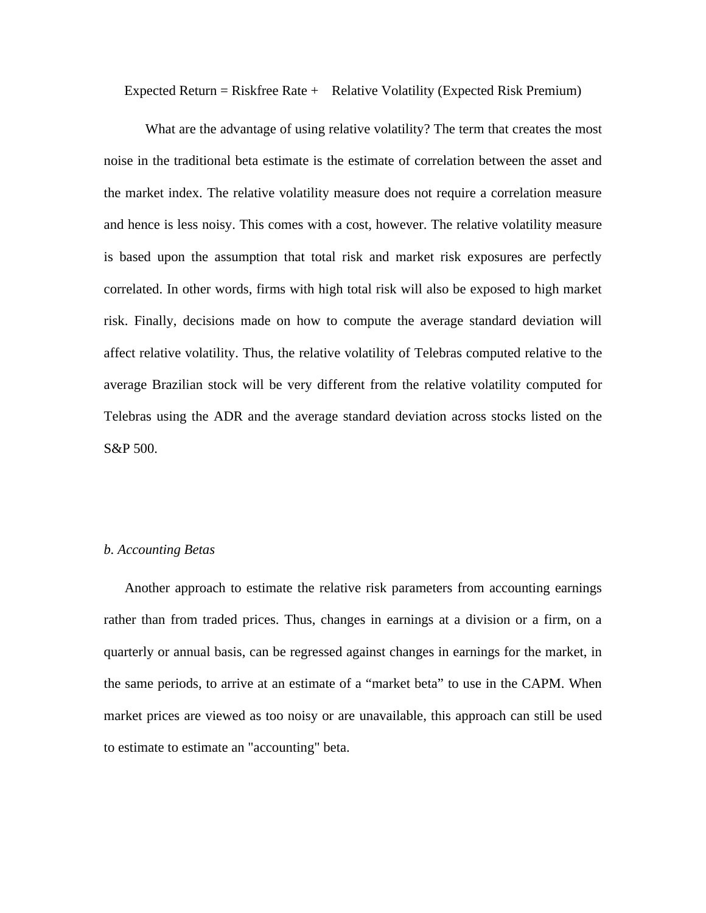Expected Return = Riskfree Rate + Relative Volatility (Expected Risk Premium)

What are the advantage of using relative volatility? The term that creates the most noise in the traditional beta estimate is the estimate of correlation between the asset and the market index. The relative volatility measure does not require a correlation measure and hence is less noisy. This comes with a cost, however. The relative volatility measure is based upon the assumption that total risk and market risk exposures are perfectly correlated. In other words, firms with high total risk will also be exposed to high market risk. Finally, decisions made on how to compute the average standard deviation will affect relative volatility. Thus, the relative volatility of Telebras computed relative to the average Brazilian stock will be very different from the relative volatility computed for Telebras using the ADR and the average standard deviation across stocks listed on the S&P 500.

*b. Accounting Betas*

Another approach to estimate the relative risk parameters from accounting earnings rather than from traded prices. Thus, changes in earnings at a division or a firm, on a quarterly or annual basis, can be regressed against changes in earnings for the market, in the same periods, to arrive at an estimate of a "market beta" to use in the CAPM. When market prices are viewed as too noisy or are unavailable, this approach can still be used to estimate to estimate an "accounting" beta.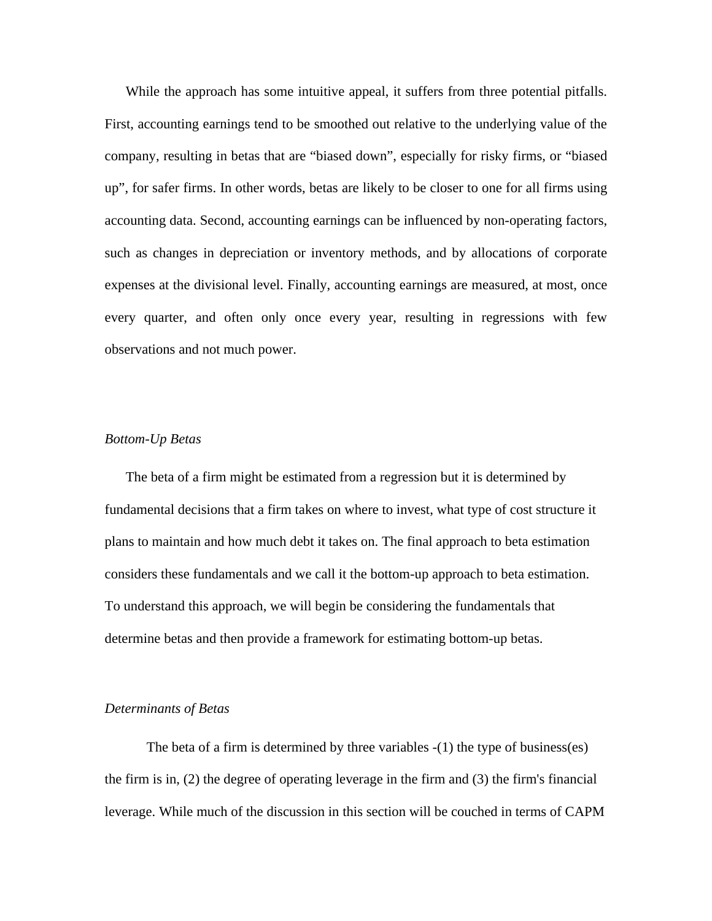While the approach has some intuitive appeal, it suffers from three potential pitfalls. First, accounting earnings tend to be smoothed out relative to the underlying value of the company, resulting in betas that are "biased down", especially for risky firms, or "biased up", for safer firms. In other words, betas are likely to be closer to one for all firms using accounting data. Second, accounting earnings can be influenced by non-operating factors, such as changes in depreciation or inventory methods, and by allocations of corporate expenses at the divisional level. Finally, accounting earnings are measured, at most, once every quarter, and often only once every year, resulting in regressions with few observations and not much power.

*Bottom-Up Betas*

The beta of a firm might be estimated from a regression but it is determined by fundamental decisions that a firm takes on where to invest, what type of cost structure it plans to maintain and how much debt it takes on. The final approach to beta estimation considers these fundamentals and we call it the bottom-up approach to beta estimation. To understand this approach, we will begin be considering the fundamentals that determine betas and then provide a framework for estimating bottom-up betas.

*Determinants of Betas*

The beta of a firm is determined by three variables -(1) the type of business(es) the firm is in, (2) the degree of operating leverage in the firm and (3) the firm's financial leverage. While much of the discussion in this section will be couched in terms of CAPM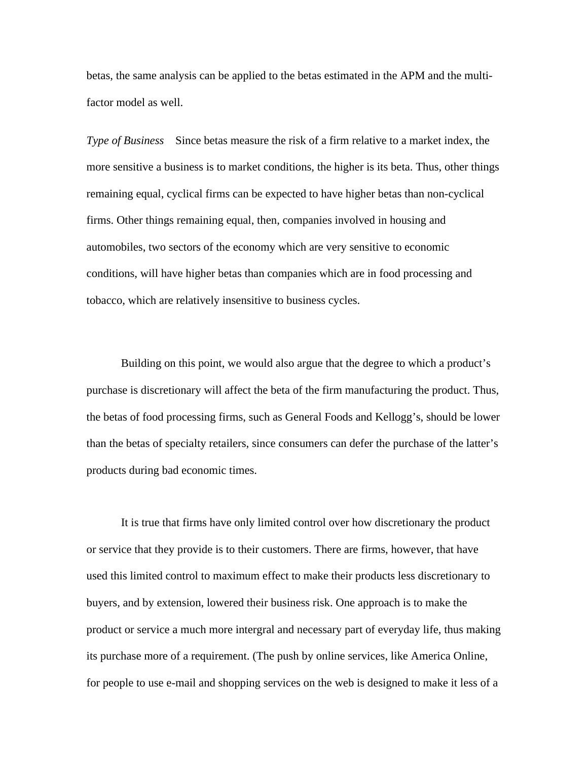betas, the same analysis can be applied to the betas estimated in the APM and the multi-factor model as well.

*Type of Business* Since betas measure the risk of a firm relative to a market index, the more sensitive a business is to market conditions, the higher is its beta. Thus, other things remaining equal, cyclical firms can be expected to have higher betas than non-cyclical firms. Other things remaining equal, then, companies involved in housing and automobiles, two sectors of the economy which are very sensitive to economic conditions, will have higher betas than companies which are in food processing and tobacco, which are relatively insensitive to business cycles.

Building on this point, we would also argue that the degree to which a product's purchase is discretionary will affect the beta of the firm manufacturing the product. Thus, the betas of food processing firms, such as General Foods and Kellogg's, should be lower than the betas of specialty retailers, since consumers can defer the purchase of the latter's products during bad economic times.

It is true that firms have only limited control over how discretionary the product or service that they provide is to their customers. There are firms, however, that have used this limited control to maximum effect to make their products less discretionary to buyers, and by extension, lowered their business risk. One approach is to make the product or service a much more intergral and necessary part of everyday life, thus making its purchase more of a requirement. (The push by online services, like America Online, for people to use e-mail and shopping services on the web is designed to make it less of a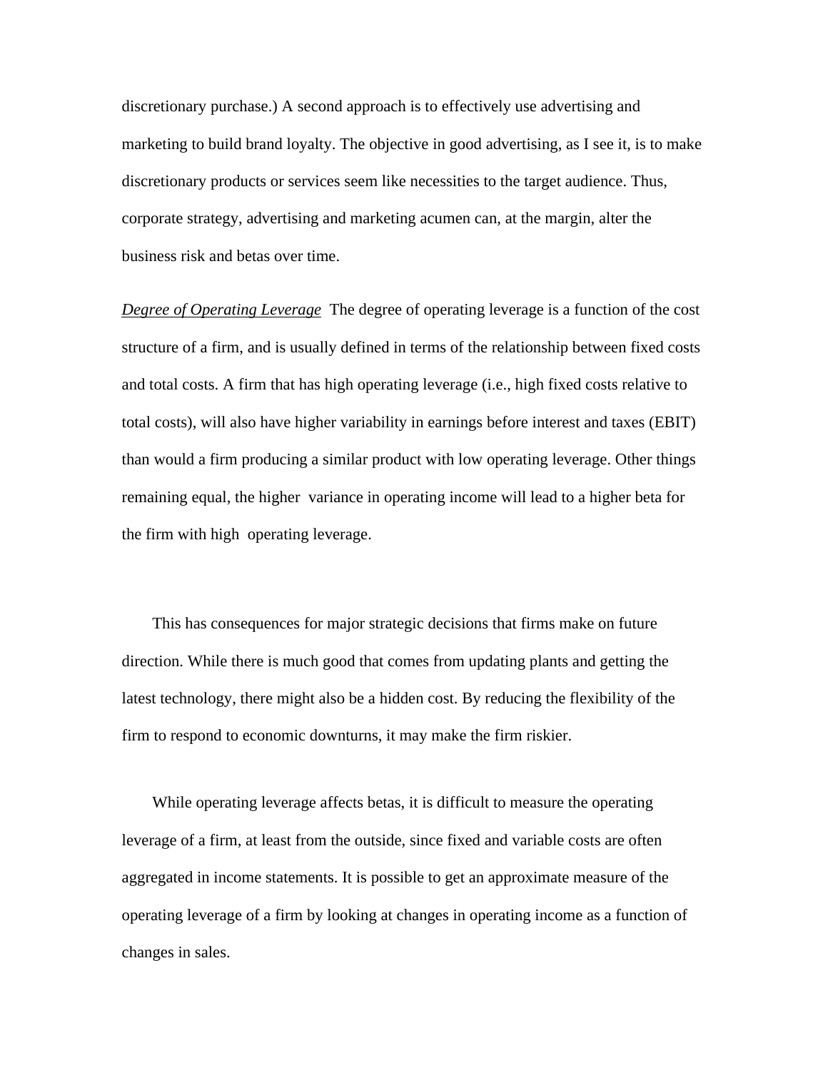discretionary purchase.) A second approach is to effectively use advertising and marketing to build brand loyalty. The objective in good advertising, as I see it, is to make discretionary products or services seem like necessities to the target audience. Thus, corporate strategy, advertising and marketing acumen can, at the margin, alter the business risk and betas over time.

*Degree of Operating Leverage* The degree of operating leverage is a function of the cost structure of a firm, and is usually defined in terms of the relationship between fixed costs and total costs. A firm that has high operating leverage (i.e., high fixed costs relative to total costs), will also have higher variability in earnings before interest and taxes (EBIT) than would a firm producing a similar product with low operating leverage. Other things remaining equal, the higher variance in operating income will lead to a higher beta for the firm with high operating leverage.

This has consequences for major strategic decisions that firms make on future direction. While there is much good that comes from updating plants and getting the latest technology, there might also be a hidden cost. By reducing the flexibility of the firm to respond to economic downturns, it may make the firm riskier.

While operating leverage affects betas, it is difficult to measure the operating leverage of a firm, at least from the outside, since fixed and variable costs are often aggregated in income statements. It is possible to get an approximate measure of the operating leverage of a firm by looking at changes in operating income as a function of changes in sales.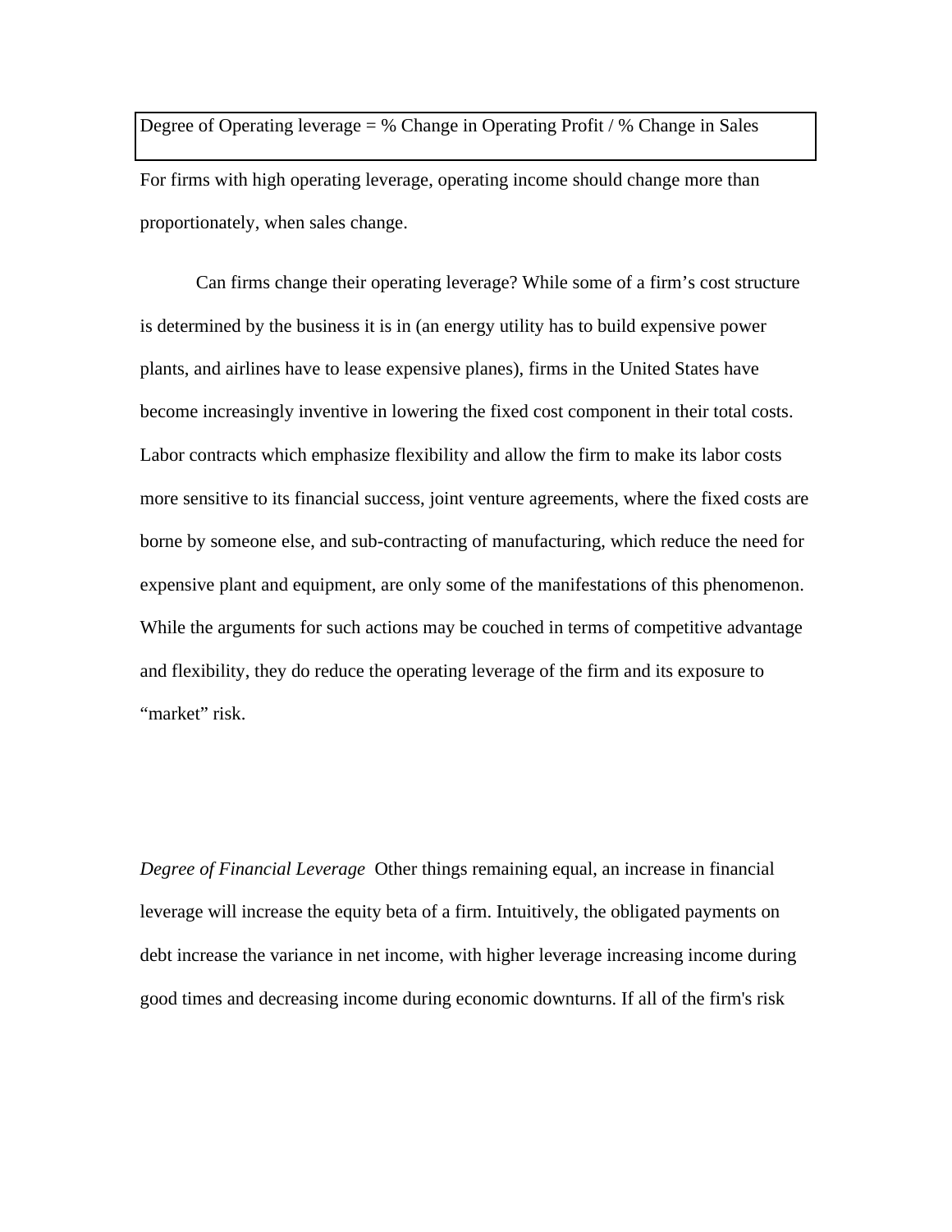Degree of Operating leverage = % Change in Operating Profit / % Change in Sales

For firms with high operating leverage, operating income should change more than proportionately, when sales change.

Can firms change their operating leverage? While some of a firm's cost structure is determined by the business it is in (an energy utility has to build expensive power plants, and airlines have to lease expensive planes), firms in the United States have become increasingly inventive in lowering the fixed cost component in their total costs. Labor contracts which emphasize flexibility and allow the firm to make its labor costs more sensitive to its financial success, joint venture agreements, where the fixed costs are borne by someone else, and sub-contracting of manufacturing, which reduce the need for expensive plant and equipment, are only some of the manifestations of this phenomenon. While the arguments for such actions may be couched in terms of competitive advantage and flexibility, they do reduce the operating leverage of the firm and its exposure to "market" risk.

*Degree of Financial Leverage* Other things remaining equal, an increase in financial leverage will increase the equity beta of a firm. Intuitively, the obligated payments on debt increase the variance in net income, with higher leverage increasing income during good times and decreasing income during economic downturns. If all of the firm's risk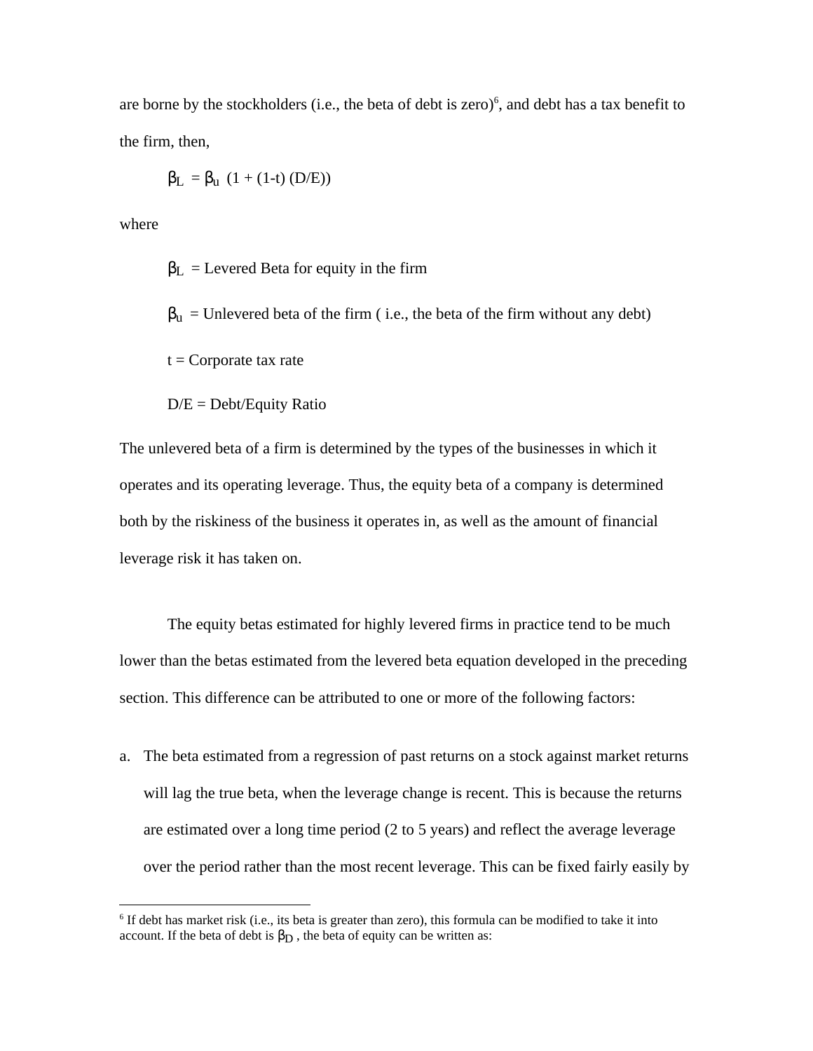are borne by the stockholders (i.e., the beta of debt is zero)[6], and debt has a tax benefit to the firm, then,

$$\beta_L = \beta_u \ (1 + (1\text{-}t)\ (D/E))$$

where

$\beta_L$ = Levered Beta for equity in the firm

$\beta_u$ = Unlevered beta of the firm ( i.e., the beta of the firm without any debt)

t = Corporate tax rate

D/E = Debt/Equity Ratio

The unlevered beta of a firm is determined by the types of the businesses in which it operates and its operating leverage. Thus, the equity beta of a company is determined both by the riskiness of the business it operates in, as well as the amount of financial leverage risk it has taken on.

The equity betas estimated for highly levered firms in practice tend to be much lower than the betas estimated from the levered beta equation developed in the preceding section. This difference can be attributed to one or more of the following factors:

a. The beta estimated from a regression of past returns on a stock against market returns will lag the true beta, when the leverage change is recent. This is because the returns are estimated over a long time period (2 to 5 years) and reflect the average leverage over the period rather than the most recent leverage. This can be fixed fairly easily by

---

[6] If debt has market risk (i.e., its beta is greater than zero), this formula can be modified to take it into account. If the beta of debt is $\beta_D$ , the beta of equity can be written as: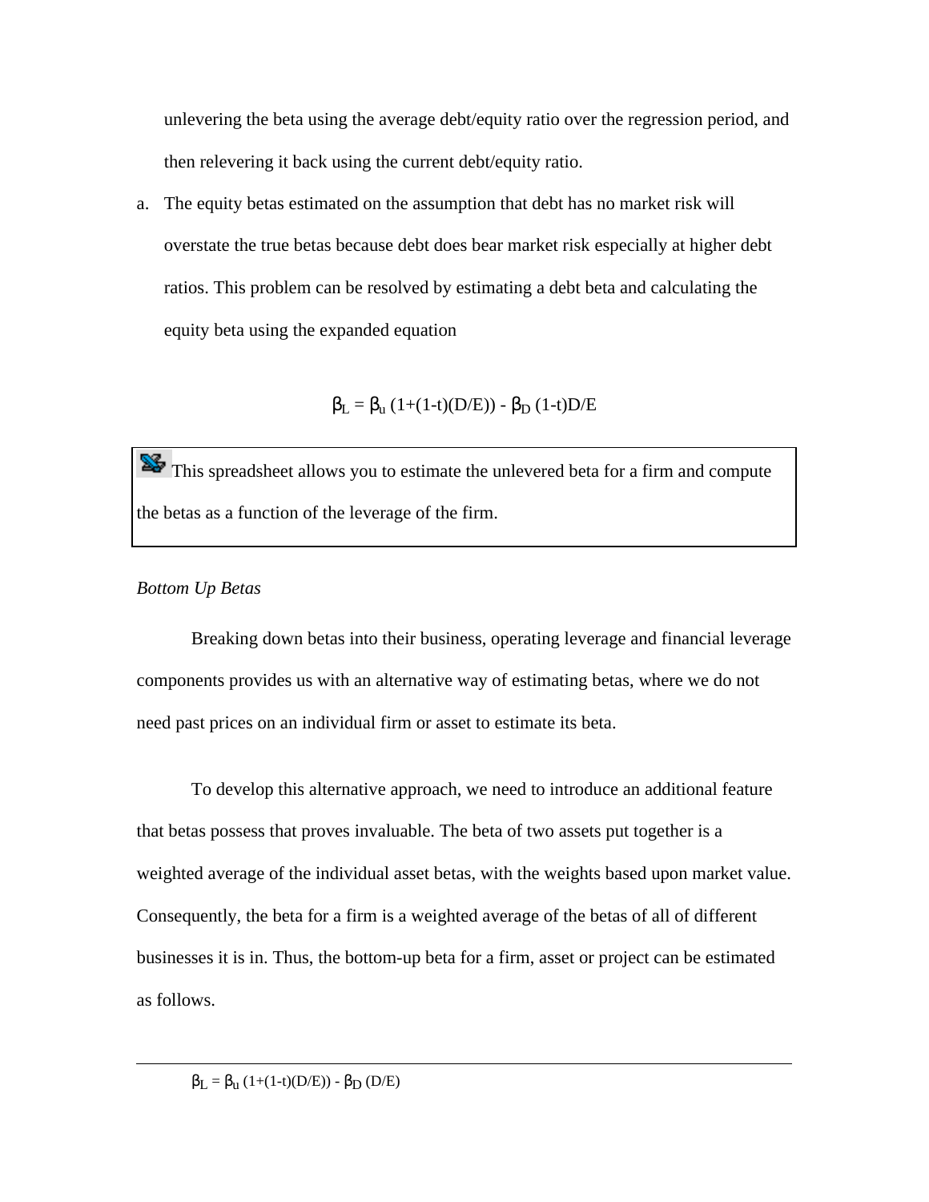unlevering the beta using the average debt/equity ratio over the regression period, and then relevering it back using the current debt/equity ratio.

a. The equity betas estimated on the assumption that debt has no market risk will overstate the true betas because debt does bear market risk especially at higher debt ratios. This problem can be resolved by estimating a debt beta and calculating the equity beta using the expanded equation

$$\beta_L = \beta_u (1+(1-t)(D/E)) - \beta_D (1-t)D/E$$

> This spreadsheet allows you to estimate the unlevered beta for a firm and compute the betas as a function of the leverage of the firm.

*Bottom Up Betas*

Breaking down betas into their business, operating leverage and financial leverage components provides us with an alternative way of estimating betas, where we do not need past prices on an individual firm or asset to estimate its beta.

To develop this alternative approach, we need to introduce an additional feature that betas possess that proves invaluable. The beta of two assets put together is a weighted average of the individual asset betas, with the weights based upon market value. Consequently, the beta for a firm is a weighted average of the betas of all of different businesses it is in. Thus, the bottom-up beta for a firm, asset or project can be estimated as follows.

---

$\beta_L = \beta_u (1+(1-t)(D/E)) - \beta_D (D/E)$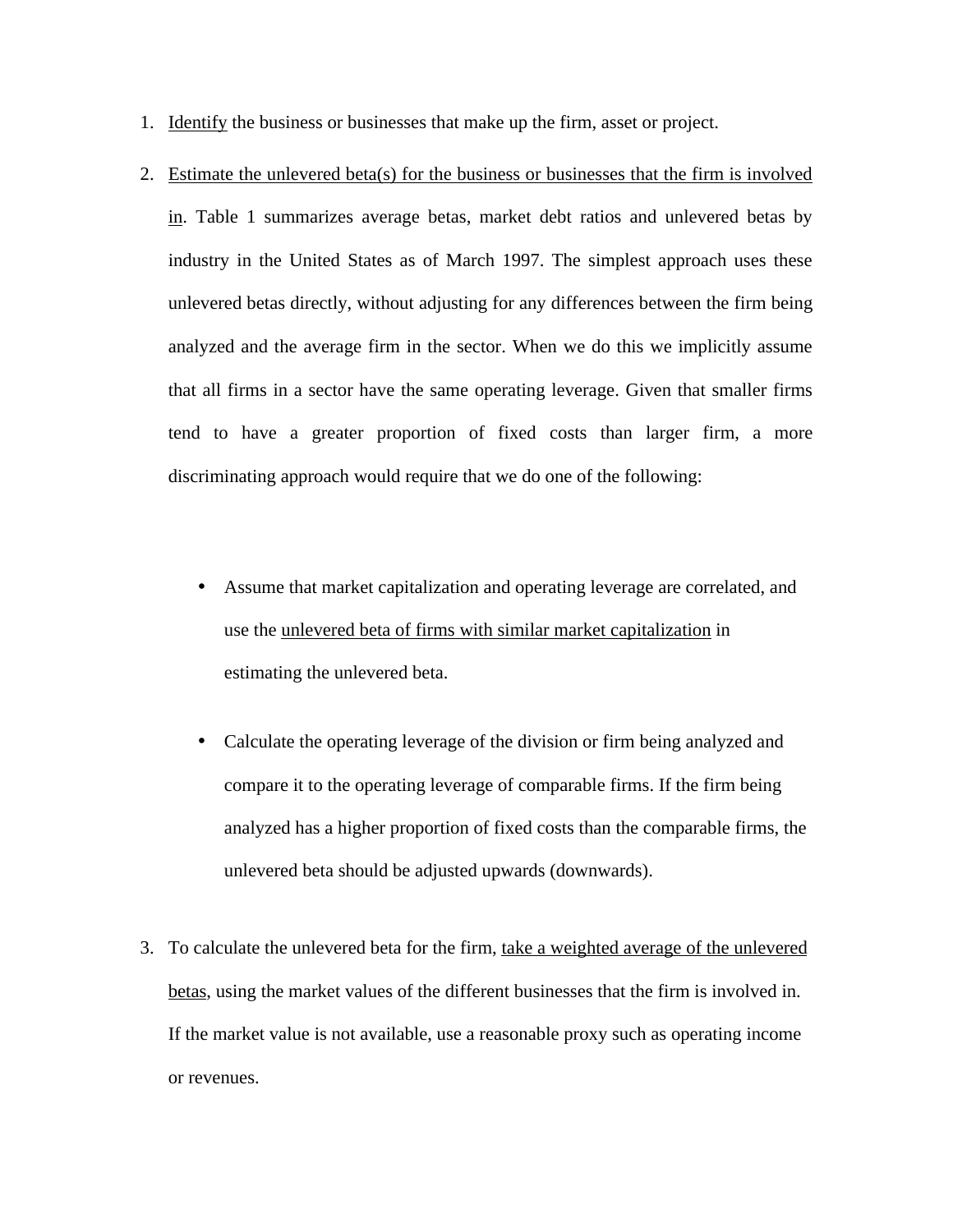1. Identify the business or businesses that make up the firm, asset or project.

2. Estimate the unlevered beta(s) for the business or businesses that the firm is involved in. Table 1 summarizes average betas, market debt ratios and unlevered betas by industry in the United States as of March 1997. The simplest approach uses these unlevered betas directly, without adjusting for any differences between the firm being analyzed and the average firm in the sector. When we do this we implicitly assume that all firms in a sector have the same operating leverage. Given that smaller firms tend to have a greater proportion of fixed costs than larger firm, a more discriminating approach would require that we do one of the following:

   - Assume that market capitalization and operating leverage are correlated, and use the unlevered beta of firms with similar market capitalization in estimating the unlevered beta.

   - Calculate the operating leverage of the division or firm being analyzed and compare it to the operating leverage of comparable firms. If the firm being analyzed has a higher proportion of fixed costs than the comparable firms, the unlevered beta should be adjusted upwards (downwards).

3. To calculate the unlevered beta for the firm, take a weighted average of the unlevered betas, using the market values of the different businesses that the firm is involved in. If the market value is not available, use a reasonable proxy such as operating income or revenues.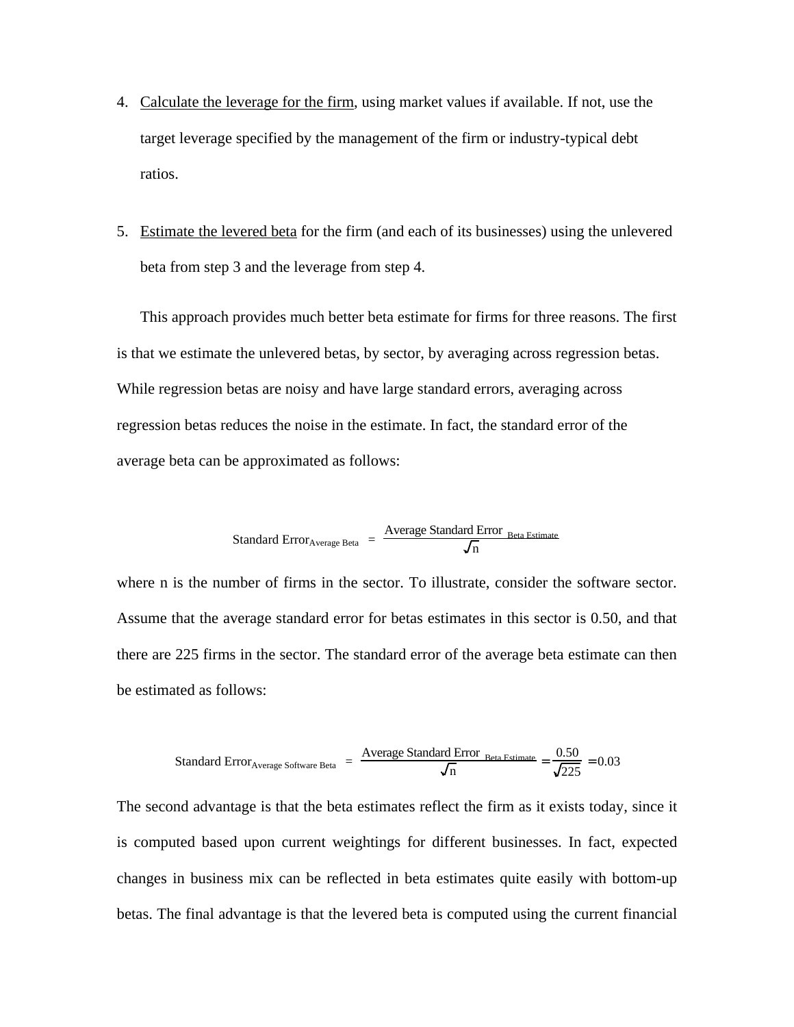4. <u>Calculate the leverage for the firm</u>, using market values if available. If not, use the target leverage specified by the management of the firm or industry-typical debt ratios.

5. <u>Estimate the levered beta</u> for the firm (and each of its businesses) using the unlevered beta from step 3 and the leverage from step 4.

This approach provides much better beta estimate for firms for three reasons. The first is that we estimate the unlevered betas, by sector, by averaging across regression betas. While regression betas are noisy and have large standard errors, averaging across regression betas reduces the noise in the estimate. In fact, the standard error of the average beta can be approximated as follows:

$$\text{Standard Error}_{\text{Average Beta}} = \frac{\text{Average Standard Error}_{\text{Beta Estimate}}}{\sqrt{n}}$$

where n is the number of firms in the sector. To illustrate, consider the software sector. Assume that the average standard error for betas estimates in this sector is 0.50, and that there are 225 firms in the sector. The standard error of the average beta estimate can then be estimated as follows:

$$\text{Standard Error}_{\text{Average Software Beta}} = \frac{\text{Average Standard Error}_{\text{Beta Estimate}}}{\sqrt{n}} = \frac{0.50}{\sqrt{225}} = 0.03$$

The second advantage is that the beta estimates reflect the firm as it exists today, since it is computed based upon current weightings for different businesses. In fact, expected changes in business mix can be reflected in beta estimates quite easily with bottom-up betas. The final advantage is that the levered beta is computed using the current financial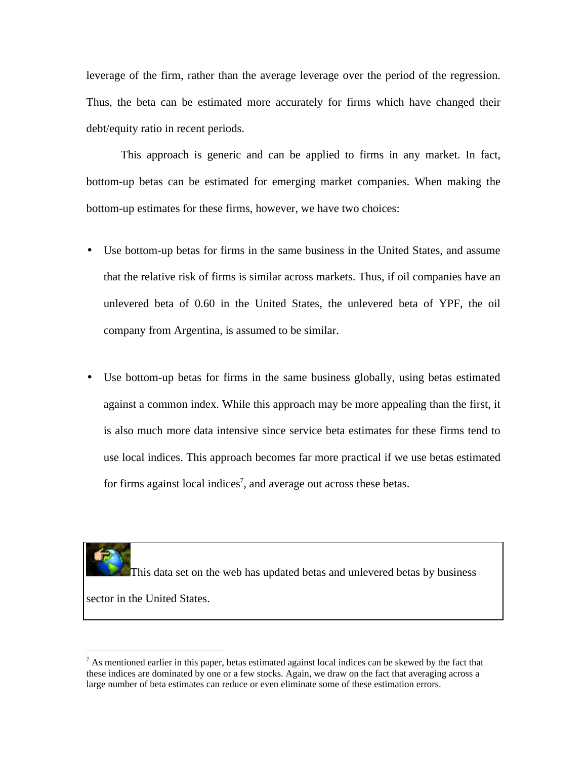leverage of the firm, rather than the average leverage over the period of the regression. Thus, the beta can be estimated more accurately for firms which have changed their debt/equity ratio in recent periods.

This approach is generic and can be applied to firms in any market. In fact, bottom-up betas can be estimated for emerging market companies. When making the bottom-up estimates for these firms, however, we have two choices:

- Use bottom-up betas for firms in the same business in the United States, and assume that the relative risk of firms is similar across markets. Thus, if oil companies have an unlevered beta of 0.60 in the United States, the unlevered beta of YPF, the oil company from Argentina, is assumed to be similar.

- Use bottom-up betas for firms in the same business globally, using betas estimated against a common index. While this approach may be more appealing than the first, it is also much more data intensive since service beta estimates for these firms tend to use local indices. This approach becomes far more practical if we use betas estimated for firms against local indices[7], and average out across these betas.

This data set on the web has updated betas and unlevered betas by business sector in the United States.

---

[7] As mentioned earlier in this paper, betas estimated against local indices can be skewed by the fact that these indices are dominated by one or a few stocks. Again, we draw on the fact that averaging across a large number of beta estimates can reduce or even eliminate some of these estimation errors.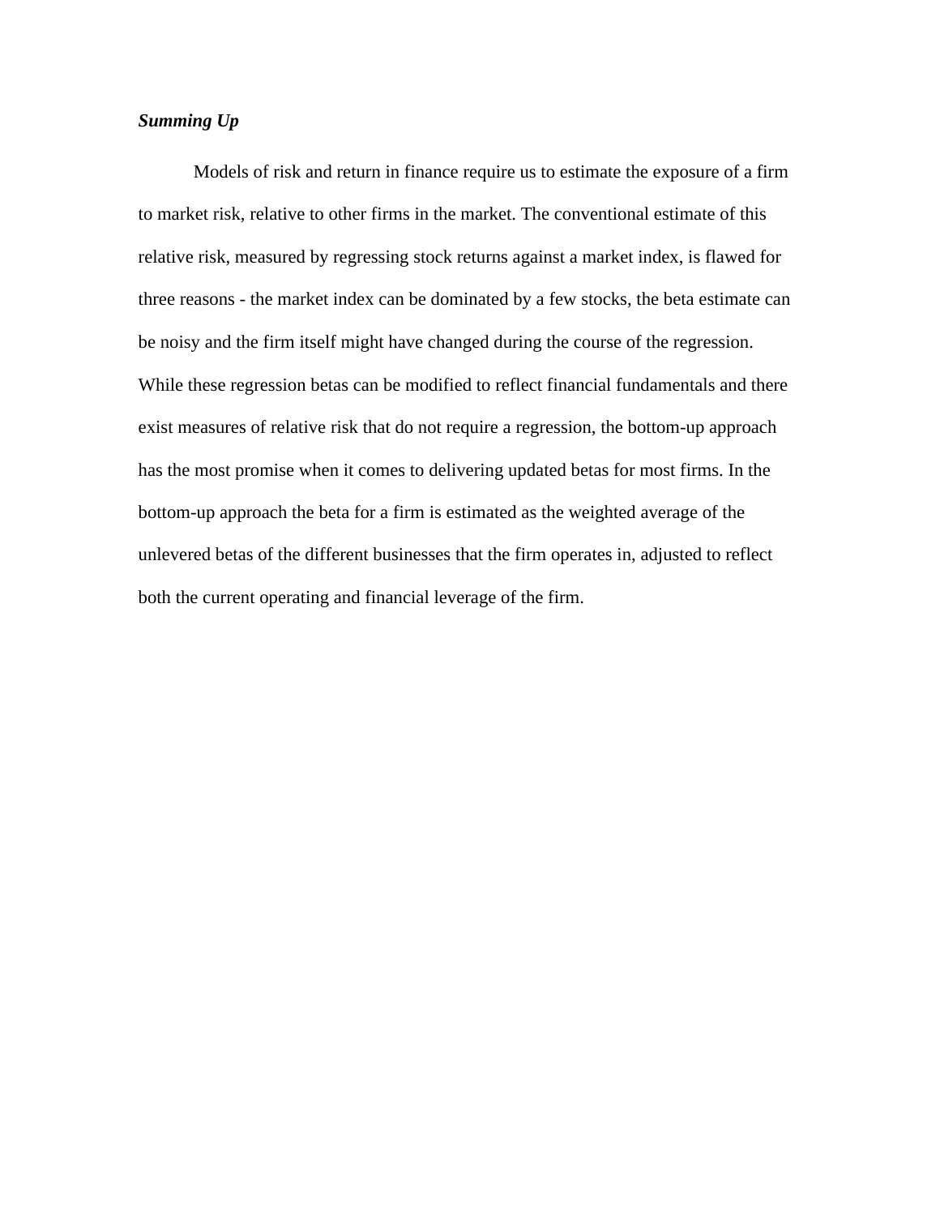***Summing Up***

Models of risk and return in finance require us to estimate the exposure of a firm to market risk, relative to other firms in the market. The conventional estimate of this relative risk, measured by regressing stock returns against a market index, is flawed for three reasons - the market index can be dominated by a few stocks, the beta estimate can be noisy and the firm itself might have changed during the course of the regression. While these regression betas can be modified to reflect financial fundamentals and there exist measures of relative risk that do not require a regression, the bottom-up approach has the most promise when it comes to delivering updated betas for most firms. In the bottom-up approach the beta for a firm is estimated as the weighted average of the unlevered betas of the different businesses that the firm operates in, adjusted to reflect both the current operating and financial leverage of the firm.